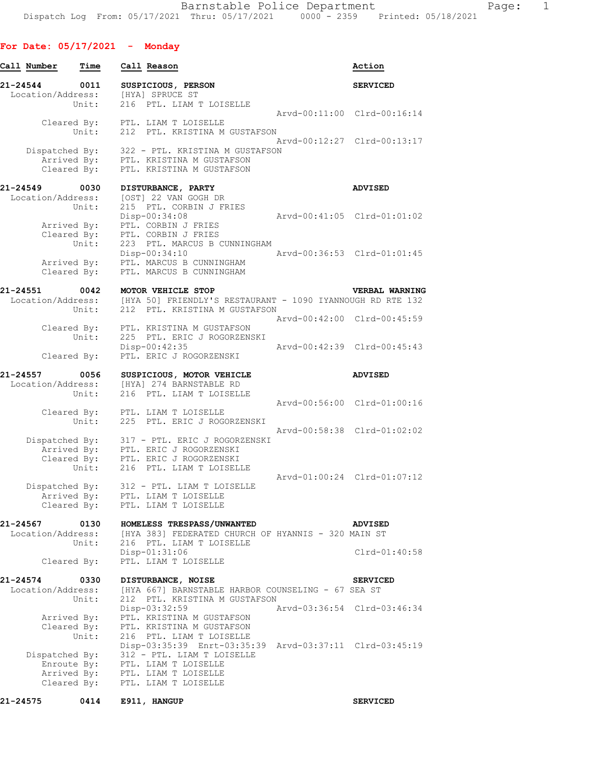Barnstable Police Department
Dispatch Log From: 05/17/2021 Thru: 05/17/2021 0000 - 2359 Printed: 05/18/2021

## For Date: 05/17/2021 - Monday

```
Call Number     Time    Call Reason                                      Action

21-24544        0011    SUSPICIOUS, PERSON                               SERVICED
  Location/Address:     [HYA] SPRUCE ST
              Unit:     216  PTL. LIAM T LOISELLE
                                                    Arvd-00:11:00  Clrd-00:16:14
        Cleared By:     PTL. LIAM T LOISELLE
              Unit:     212  PTL. KRISTINA M GUSTAFSON
                                                    Arvd-00:12:27  Clrd-00:13:17
     Dispatched By:     322 - PTL. KRISTINA M GUSTAFSON
        Arrived By:     PTL. KRISTINA M GUSTAFSON
        Cleared By:     PTL. KRISTINA M GUSTAFSON

21-24549        0030    DISTURBANCE, PARTY                               ADVISED
  Location/Address:     [OST] 22 VAN GOGH DR
              Unit:     215  PTL. CORBIN J FRIES
                        Disp-00:34:08               Arvd-00:41:05  Clrd-01:01:02
        Arrived By:     PTL. CORBIN J FRIES
        Cleared By:     PTL. CORBIN J FRIES
              Unit:     223  PTL. MARCUS B CUNNINGHAM
                        Disp-00:34:10               Arvd-00:36:53  Clrd-01:01:45
        Arrived By:     PTL. MARCUS B CUNNINGHAM
        Cleared By:     PTL. MARCUS B CUNNINGHAM

21-24551        0042    MOTOR VEHICLE STOP                               VERBAL WARNING
  Location/Address:     [HYA 50] FRIENDLY'S RESTAURANT - 1090 IYANNOUGH RD RTE 132
              Unit:     212  PTL. KRISTINA M GUSTAFSON
                                                    Arvd-00:42:00  Clrd-00:45:59
        Cleared By:     PTL. KRISTINA M GUSTAFSON
              Unit:     225  PTL. ERIC J ROGORZENSKI
                        Disp-00:42:35               Arvd-00:42:39  Clrd-00:45:43
        Cleared By:     PTL. ERIC J ROGORZENSKI

21-24557        0056    SUSPICIOUS, MOTOR VEHICLE                        ADVISED
  Location/Address:     [HYA] 274 BARNSTABLE RD
              Unit:     216  PTL. LIAM T LOISELLE
                                                    Arvd-00:56:00  Clrd-01:00:16
        Cleared By:     PTL. LIAM T LOISELLE
              Unit:     225  PTL. ERIC J ROGORZENSKI
                                                    Arvd-00:58:38  Clrd-01:02:02
     Dispatched By:     317 - PTL. ERIC J ROGORZENSKI
        Arrived By:     PTL. ERIC J ROGORZENSKI
        Cleared By:     PTL. ERIC J ROGORZENSKI
              Unit:     216  PTL. LIAM T LOISELLE
                                                    Arvd-01:00:24  Clrd-01:07:12
     Dispatched By:     312 - PTL. LIAM T LOISELLE
        Arrived By:     PTL. LIAM T LOISELLE
        Cleared By:     PTL. LIAM T LOISELLE

21-24567        0130    HOMELESS TRESPASS/UNWANTED                       ADVISED
  Location/Address:     [HYA 383] FEDERATED CHURCH OF HYANNIS - 320 MAIN ST
              Unit:     216  PTL. LIAM T LOISELLE
                        Disp-01:31:06                              Clrd-01:40:58
        Cleared By:     PTL. LIAM T LOISELLE

21-24574        0330    DISTURBANCE, NOISE                               SERVICED
  Location/Address:     [HYA 667] BARNSTABLE HARBOR COUNSELING - 67 SEA ST
              Unit:     212  PTL. KRISTINA M GUSTAFSON
                        Disp-03:32:59               Arvd-03:36:54  Clrd-03:46:34
        Arrived By:     PTL. KRISTINA M GUSTAFSON
        Cleared By:     PTL. KRISTINA M GUSTAFSON
              Unit:     216  PTL. LIAM T LOISELLE
                        Disp-03:35:39  Enrt-03:35:39  Arvd-03:37:11  Clrd-03:45:19
     Dispatched By:     312 - PTL. LIAM T LOISELLE
        Enroute By:     PTL. LIAM T LOISELLE
        Arrived By:     PTL. LIAM T LOISELLE
        Cleared By:     PTL. LIAM T LOISELLE

21-24575        0414    E911, HANGUP                                     SERVICED
```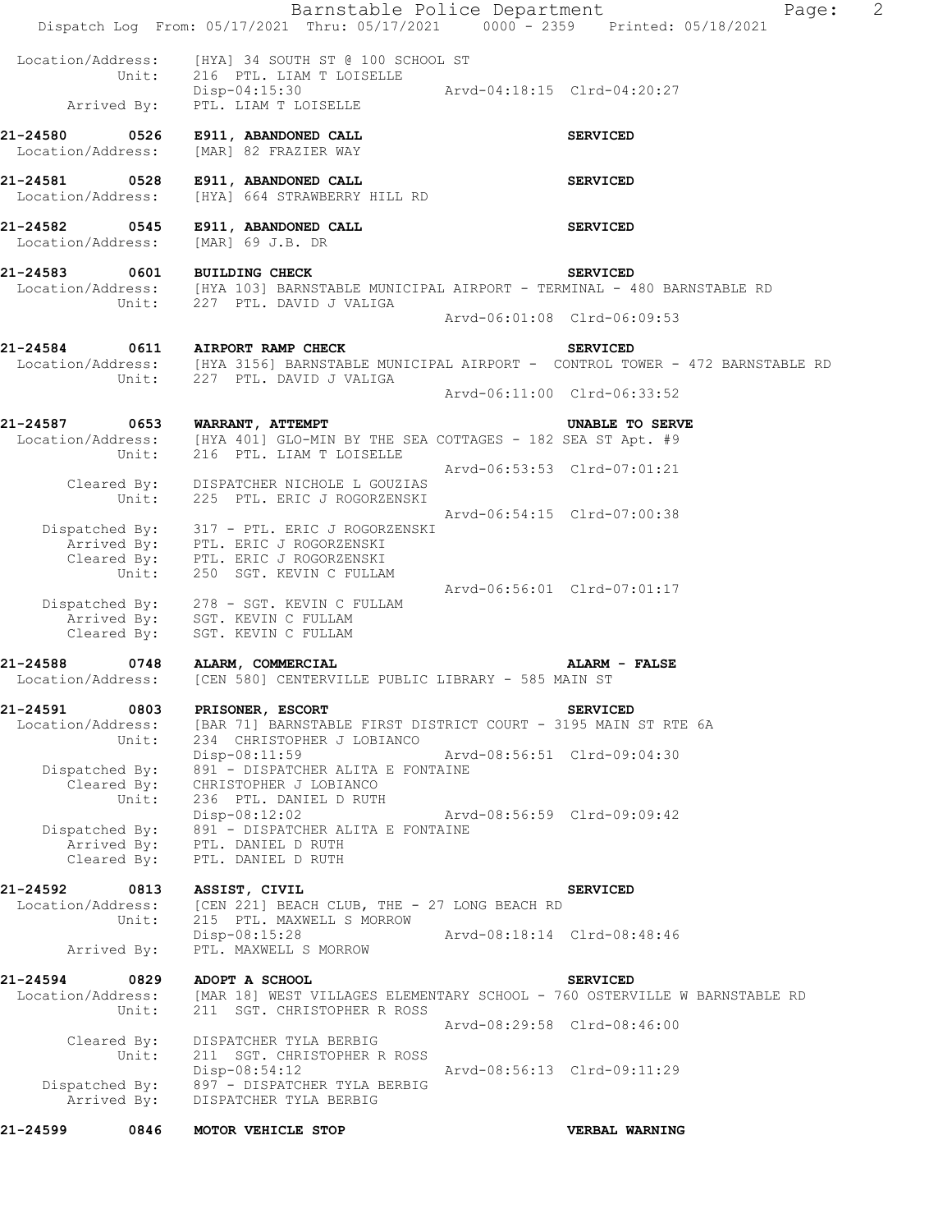Location/Address: [HYA] 34 SOUTH ST @ 100 SCHOOL ST
Unit: 216 PTL. LIAM T LOISELLE
Disp-04:15:30 Arvd-04:18:15 Clrd-04:20:27
Arrived By: PTL. LIAM T LOISELLE

**21-24580 0526 E911, ABANDONED CALL SERVICED**
Location/Address: [MAR] 82 FRAZIER WAY

**21-24581 0528 E911, ABANDONED CALL SERVICED**
Location/Address: [HYA] 664 STRAWBERRY HILL RD

**21-24582 0545 E911, ABANDONED CALL SERVICED**
Location/Address: [MAR] 69 J.B. DR

**21-24583 0601 BUILDING CHECK SERVICED**
Location/Address: [HYA 103] BARNSTABLE MUNICIPAL AIRPORT - TERMINAL - 480 BARNSTABLE RD
Unit: 227 PTL. DAVID J VALIGA
Arvd-06:01:08 Clrd-06:09:53

**21-24584 0611 AIRPORT RAMP CHECK SERVICED**
Location/Address: [HYA 3156] BARNSTABLE MUNICIPAL AIRPORT - CONTROL TOWER - 472 BARNSTABLE RD
Unit: 227 PTL. DAVID J VALIGA
Arvd-06:11:00 Clrd-06:33:52

**21-24587 0653 WARRANT, ATTEMPT UNABLE TO SERVE**
Location/Address: [HYA 401] GLO-MIN BY THE SEA COTTAGES - 182 SEA ST Apt. #9
Unit: 216 PTL. LIAM T LOISELLE
Arvd-06:53:53 Clrd-07:01:21
Cleared By: DISPATCHER NICHOLE L GOUZIAS
Unit: 225 PTL. ERIC J ROGORZENSKI
Arvd-06:54:15 Clrd-07:00:38
Dispatched By: 317 - PTL. ERIC J ROGORZENSKI
Arrived By: PTL. ERIC J ROGORZENSKI
Cleared By: PTL. ERIC J ROGORZENSKI
Unit: 250 SGT. KEVIN C FULLAM
Arvd-06:56:01 Clrd-07:01:17
Dispatched By: 278 - SGT. KEVIN C FULLAM
Arrived By: SGT. KEVIN C FULLAM
Cleared By: SGT. KEVIN C FULLAM

**21-24588 0748 ALARM, COMMERCIAL ALARM - FALSE**
Location/Address: [CEN 580] CENTERVILLE PUBLIC LIBRARY - 585 MAIN ST

**21-24591 0803 PRISONER, ESCORT SERVICED**
Location/Address: [BAR 71] BARNSTABLE FIRST DISTRICT COURT - 3195 MAIN ST RTE 6A
Unit: 234 CHRISTOPHER J LOBIANCO
Disp-08:11:59 Arvd-08:56:51 Clrd-09:04:30
Dispatched By: 891 - DISPATCHER ALITA E FONTAINE
Cleared By: CHRISTOPHER J LOBIANCO
Unit: 236 PTL. DANIEL D RUTH
Disp-08:12:02 Arvd-08:56:59 Clrd-09:09:42
Dispatched By: 891 - DISPATCHER ALITA E FONTAINE
Arrived By: PTL. DANIEL D RUTH
Cleared By: PTL. DANIEL D RUTH

**21-24592 0813 ASSIST, CIVIL SERVICED**
Location/Address: [CEN 221] BEACH CLUB, THE - 27 LONG BEACH RD
Unit: 215 PTL. MAXWELL S MORROW
Disp-08:15:28 Arvd-08:18:14 Clrd-08:48:46
Arrived By: PTL. MAXWELL S MORROW

**21-24594 0829 ADOPT A SCHOOL SERVICED**
Location/Address: [MAR 18] WEST VILLAGES ELEMENTARY SCHOOL - 760 OSTERVILLE W BARNSTABLE RD
Unit: 211 SGT. CHRISTOPHER R ROSS
Arvd-08:29:58 Clrd-08:46:00
Cleared By: DISPATCHER TYLA BERBIG
Unit: 211 SGT. CHRISTOPHER R ROSS
Disp-08:54:12 Arvd-08:56:13 Clrd-09:11:29
Dispatched By: 897 - DISPATCHER TYLA BERBIG
Arrived By: DISPATCHER TYLA BERBIG

**21-24599 0846 MOTOR VEHICLE STOP VERBAL WARNING**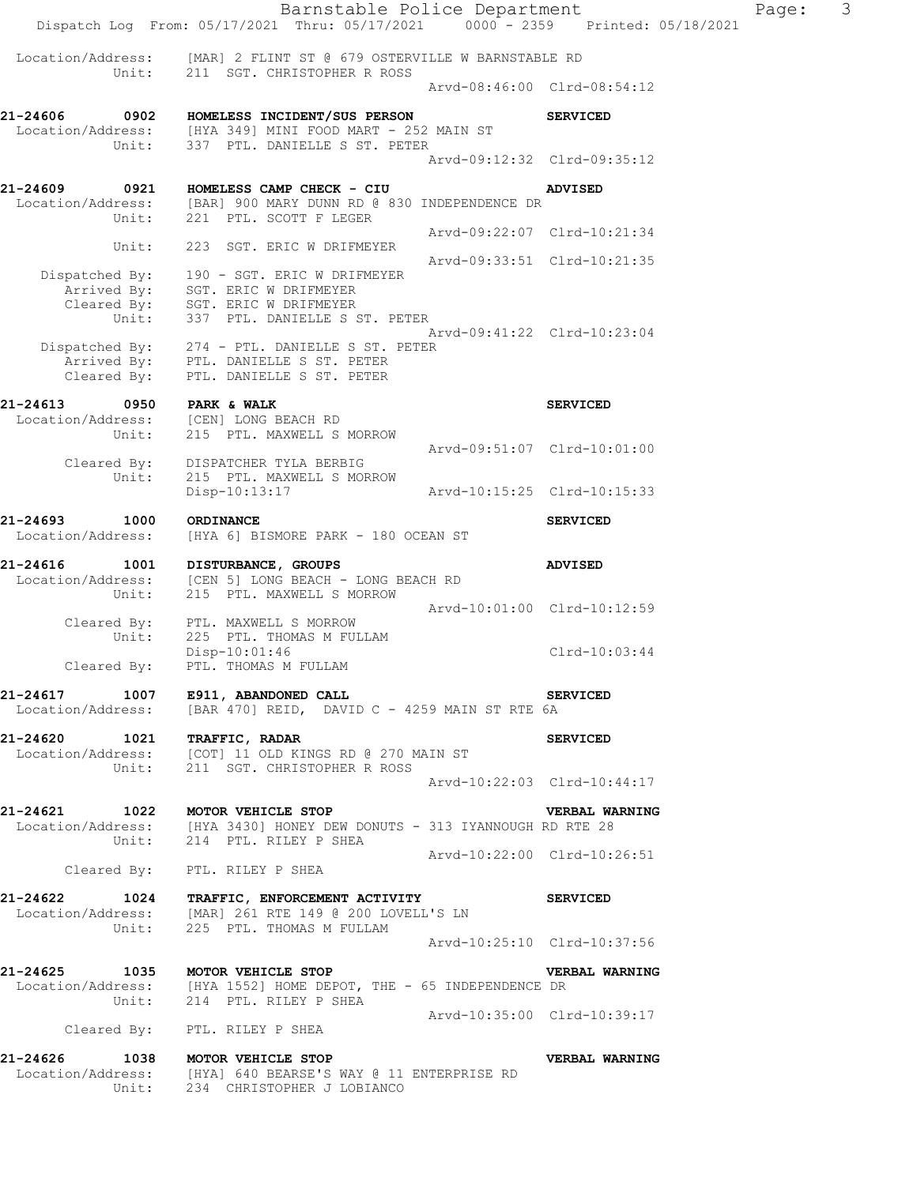Location/Address: [MAR] 2 FLINT ST @ 679 OSTERVILLE W BARNSTABLE RD
Unit: 211 SGT. CHRISTOPHER R ROSS
Arvd-08:46:00 Clrd-08:54:12

**21-24606 0902 HOMELESS INCIDENT/SUS PERSON** **SERVICED**
Location/Address: [HYA 349] MINI FOOD MART - 252 MAIN ST
Unit: 337 PTL. DANIELLE S ST. PETER
Arvd-09:12:32 Clrd-09:35:12

**21-24609 0921 HOMELESS CAMP CHECK - CIU** **ADVISED**
Location/Address: [BAR] 900 MARY DUNN RD @ 830 INDEPENDENCE DR
Unit: 221 PTL. SCOTT F LEGER
Arvd-09:22:07 Clrd-10:21:34
Unit: 223 SGT. ERIC W DRIFMEYER
Arvd-09:33:51 Clrd-10:21:35
Dispatched By: 190 - SGT. ERIC W DRIFMEYER
Arrived By: SGT. ERIC W DRIFMEYER
Cleared By: SGT. ERIC W DRIFMEYER
Unit: 337 PTL. DANIELLE S ST. PETER
Arvd-09:41:22 Clrd-10:23:04
Dispatched By: 274 - PTL. DANIELLE S ST. PETER
Arrived By: PTL. DANIELLE S ST. PETER
Cleared By: PTL. DANIELLE S ST. PETER

**21-24613 0950 PARK & WALK** **SERVICED**
Location/Address: [CEN] LONG BEACH RD
Unit: 215 PTL. MAXWELL S MORROW
Arvd-09:51:07 Clrd-10:01:00
Cleared By: DISPATCHER TYLA BERBIG
Unit: 215 PTL. MAXWELL S MORROW
Disp-10:13:17 Arvd-10:15:25 Clrd-10:15:33

**21-24693 1000 ORDINANCE** **SERVICED**
Location/Address: [HYA 6] BISMORE PARK - 180 OCEAN ST

**21-24616 1001 DISTURBANCE, GROUPS** **ADVISED**
Location/Address: [CEN 5] LONG BEACH - LONG BEACH RD
Unit: 215 PTL. MAXWELL S MORROW
Arvd-10:01:00 Clrd-10:12:59
Cleared By: PTL. MAXWELL S MORROW
Unit: 225 PTL. THOMAS M FULLAM
Disp-10:01:46 Clrd-10:03:44
Cleared By: PTL. THOMAS M FULLAM

**21-24617 1007 E911, ABANDONED CALL** **SERVICED**
Location/Address: [BAR 470] REID, DAVID C - 4259 MAIN ST RTE 6A

**21-24620 1021 TRAFFIC, RADAR** **SERVICED**
Location/Address: [COT] 11 OLD KINGS RD @ 270 MAIN ST
Unit: 211 SGT. CHRISTOPHER R ROSS
Arvd-10:22:03 Clrd-10:44:17

**21-24621 1022 MOTOR VEHICLE STOP** **VERBAL WARNING**
Location/Address: [HYA 3430] HONEY DEW DONUTS - 313 IYANNOUGH RD RTE 28
Unit: 214 PTL. RILEY P SHEA
Arvd-10:22:00 Clrd-10:26:51
Cleared By: PTL. RILEY P SHEA

**21-24622 1024 TRAFFIC, ENFORCEMENT ACTIVITY** **SERVICED**
Location/Address: [MAR] 261 RTE 149 @ 200 LOVELL'S LN
Unit: 225 PTL. THOMAS M FULLAM
Arvd-10:25:10 Clrd-10:37:56

**21-24625 1035 MOTOR VEHICLE STOP** **VERBAL WARNING**
Location/Address: [HYA 1552] HOME DEPOT, THE - 65 INDEPENDENCE DR
Unit: 214 PTL. RILEY P SHEA
Arvd-10:35:00 Clrd-10:39:17
Cleared By: PTL. RILEY P SHEA

**21-24626 1038 MOTOR VEHICLE STOP** **VERBAL WARNING**
Location/Address: [HYA] 640 BEARSE'S WAY @ 11 ENTERPRISE RD
Unit: 234 CHRISTOPHER J LOBIANCO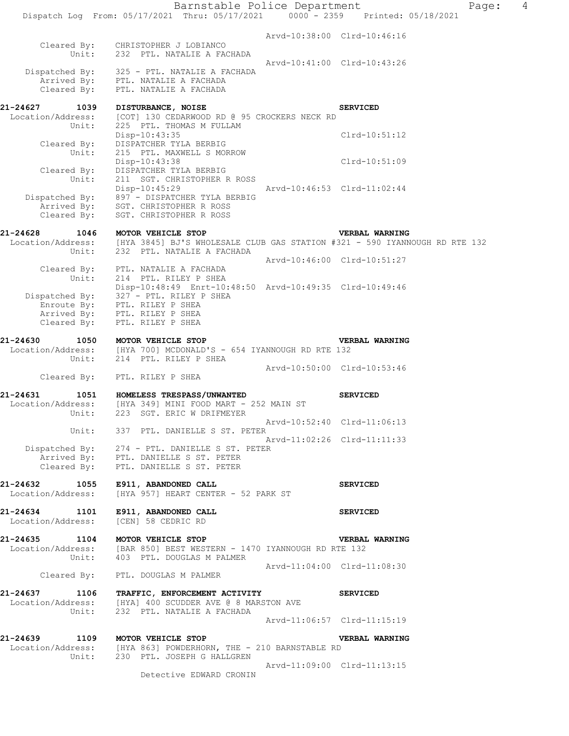```
                                                    Arvd-10:38:00  Clrd-10:46:16
      Cleared By:   CHRISTOPHER J LOBIANCO
           Unit:    232  PTL. NATALIE A FACHADA
                                                    Arvd-10:41:00  Clrd-10:43:26
  Dispatched By:    325 - PTL. NATALIE A FACHADA
     Arrived By:    PTL. NATALIE A FACHADA
     Cleared By:    PTL. NATALIE A FACHADA

21-24627      1039  DISTURBANCE, NOISE                              SERVICED
 Location/Address:  [COT] 130 CEDARWOOD RD @ 95 CROCKERS NECK RD
           Unit:    225  PTL. THOMAS M FULLAM
                    Disp-10:43:35                                  Clrd-10:51:12
     Cleared By:    DISPATCHER TYLA BERBIG
           Unit:    215  PTL. MAXWELL S MORROW
                    Disp-10:43:38                                  Clrd-10:51:09
     Cleared By:    DISPATCHER TYLA BERBIG
           Unit:    211  SGT. CHRISTOPHER R ROSS
                    Disp-10:45:29               Arvd-10:46:53  Clrd-11:02:44
  Dispatched By:    897 - DISPATCHER TYLA BERBIG
     Arrived By:    SGT. CHRISTOPHER R ROSS
     Cleared By:    SGT. CHRISTOPHER R ROSS

21-24628      1046  MOTOR VEHICLE STOP                              VERBAL WARNING
 Location/Address:  [HYA 3845] BJ'S WHOLESALE CLUB GAS STATION #321 - 590 IYANNOUGH RD RTE 132
           Unit:    232  PTL. NATALIE A FACHADA
                                                    Arvd-10:46:00  Clrd-10:51:27
     Cleared By:    PTL. NATALIE A FACHADA
           Unit:    214  PTL. RILEY P SHEA
                    Disp-10:48:49  Enrt-10:48:50  Arvd-10:49:35  Clrd-10:49:46
  Dispatched By:    327 - PTL. RILEY P SHEA
     Enroute By:    PTL. RILEY P SHEA
     Arrived By:    PTL. RILEY P SHEA
     Cleared By:    PTL. RILEY P SHEA

21-24630      1050  MOTOR VEHICLE STOP                              VERBAL WARNING
 Location/Address:  [HYA 700] MCDONALD'S - 654 IYANNOUGH RD RTE 132
           Unit:    214  PTL. RILEY P SHEA
                                                    Arvd-10:50:00  Clrd-10:53:46
     Cleared By:    PTL. RILEY P SHEA

21-24631      1051  HOMELESS TRESPASS/UNWANTED                      SERVICED
 Location/Address:  [HYA 349] MINI FOOD MART - 252 MAIN ST
           Unit:    223  SGT. ERIC W DRIFMEYER
                                                    Arvd-10:52:40  Clrd-11:06:13
           Unit:    337  PTL. DANIELLE S ST. PETER
                                                    Arvd-11:02:26  Clrd-11:11:33
  Dispatched By:    274 - PTL. DANIELLE S ST. PETER
     Arrived By:    PTL. DANIELLE S ST. PETER
     Cleared By:    PTL. DANIELLE S ST. PETER

21-24632      1055  E911, ABANDONED CALL                            SERVICED
 Location/Address:  [HYA 957] HEART CENTER - 52 PARK ST

21-24634      1101  E911, ABANDONED CALL                            SERVICED
 Location/Address:  [CEN] 58 CEDRIC RD

21-24635      1104  MOTOR VEHICLE STOP                              VERBAL WARNING
 Location/Address:  [BAR 850] BEST WESTERN - 1470 IYANNOUGH RD RTE 132
           Unit:    403  PTL. DOUGLAS M PALMER
                                                    Arvd-11:04:00  Clrd-11:08:30
     Cleared By:    PTL. DOUGLAS M PALMER

21-24637      1106  TRAFFIC, ENFORCEMENT ACTIVITY                   SERVICED
 Location/Address:  [HYA] 400 SCUDDER AVE @ 8 MARSTON AVE
           Unit:    232  PTL. NATALIE A FACHADA
                                                    Arvd-11:06:57  Clrd-11:15:19

21-24639      1109  MOTOR VEHICLE STOP                              VERBAL WARNING
 Location/Address:  [HYA 863] POWDERHORN, THE - 210 BARNSTABLE RD
           Unit:    230  PTL. JOSEPH G HALLGREN
                                                    Arvd-11:09:00  Clrd-11:13:15
                    Detective EDWARD CRONIN
```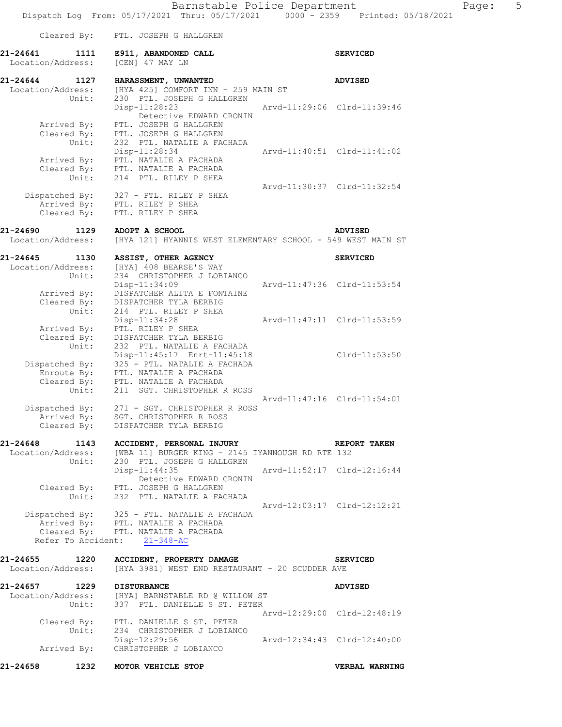```
        Cleared By:    PTL. JOSEPH G HALLGREN

21-24641        1111    E911, ABANDONED CALL                            SERVICED
  Location/Address:    [CEN] 47 MAY LN

21-24644        1127    HARASSMENT, UNWANTED                            ADVISED
  Location/Address:    [HYA 425] COMFORT INN - 259 MAIN ST
              Unit:    230  PTL. JOSEPH G HALLGREN
                       Disp-11:28:23                Arvd-11:29:06  Clrd-11:39:46
                            Detective EDWARD CRONIN
        Arrived By:    PTL. JOSEPH G HALLGREN
        Cleared By:    PTL. JOSEPH G HALLGREN
              Unit:    232  PTL. NATALIE A FACHADA
                       Disp-11:28:34                Arvd-11:40:51  Clrd-11:41:02
        Arrived By:    PTL. NATALIE A FACHADA
        Cleared By:    PTL. NATALIE A FACHADA
              Unit:    214  PTL. RILEY P SHEA
                                                    Arvd-11:30:37  Clrd-11:32:54
     Dispatched By:    327 - PTL. RILEY P SHEA
        Arrived By:    PTL. RILEY P SHEA
        Cleared By:    PTL. RILEY P SHEA

21-24690        1129    ADOPT A SCHOOL                                  ADVISED
  Location/Address:    [HYA 121] HYANNIS WEST ELEMENTARY SCHOOL - 549 WEST MAIN ST

21-24645        1130    ASSIST, OTHER AGENCY                            SERVICED
  Location/Address:    [HYA] 408 BEARSE'S WAY
              Unit:    234  CHRISTOPHER J LOBIANCO
                       Disp-11:34:09                Arvd-11:47:36  Clrd-11:53:54
        Arrived By:    DISPATCHER ALITA E FONTAINE
        Cleared By:    DISPATCHER TYLA BERBIG
              Unit:    214  PTL. RILEY P SHEA
                       Disp-11:34:28                Arvd-11:47:11  Clrd-11:53:59
        Arrived By:    PTL. RILEY P SHEA
        Cleared By:    DISPATCHER TYLA BERBIG
              Unit:    232  PTL. NATALIE A FACHADA
                       Disp-11:45:17  Enrt-11:45:18                Clrd-11:53:50
     Dispatched By:    325 - PTL. NATALIE A FACHADA
        Enroute By:    PTL. NATALIE A FACHADA
        Cleared By:    PTL. NATALIE A FACHADA
              Unit:    211  SGT. CHRISTOPHER R ROSS
                                                    Arvd-11:47:16  Clrd-11:54:01
     Dispatched By:    271 - SGT. CHRISTOPHER R ROSS
        Arrived By:    SGT. CHRISTOPHER R ROSS
        Cleared By:    DISPATCHER TYLA BERBIG

21-24648        1143    ACCIDENT, PERSONAL INJURY                       REPORT TAKEN
  Location/Address:    [WBA 11] BURGER KING - 2145 IYANNOUGH RD RTE 132
              Unit:    230  PTL. JOSEPH G HALLGREN
                       Disp-11:44:35                Arvd-11:52:17  Clrd-12:16:44
                            Detective EDWARD CRONIN
        Cleared By:    PTL. JOSEPH G HALLGREN
              Unit:    232  PTL. NATALIE A FACHADA
                                                    Arvd-12:03:17  Clrd-12:12:21
     Dispatched By:    325 - PTL. NATALIE A FACHADA
        Arrived By:    PTL. NATALIE A FACHADA
        Cleared By:    PTL. NATALIE A FACHADA
   Refer To Accident:    21-348-AC

21-24655        1220    ACCIDENT, PROPERTY DAMAGE                       SERVICED
  Location/Address:    [HYA 3981] WEST END RESTAURANT - 20 SCUDDER AVE

21-24657        1229    DISTURBANCE                                     ADVISED
  Location/Address:    [HYA] BARNSTABLE RD @ WILLOW ST
              Unit:    337  PTL. DANIELLE S ST. PETER
                                                    Arvd-12:29:00  Clrd-12:48:19
        Cleared By:    PTL. DANIELLE S ST. PETER
              Unit:    234  CHRISTOPHER J LOBIANCO
                       Disp-12:29:56                Arvd-12:34:43  Clrd-12:40:00
        Arrived By:    CHRISTOPHER J LOBIANCO

21-24658        1232    MOTOR VEHICLE STOP                              VERBAL WARNING
```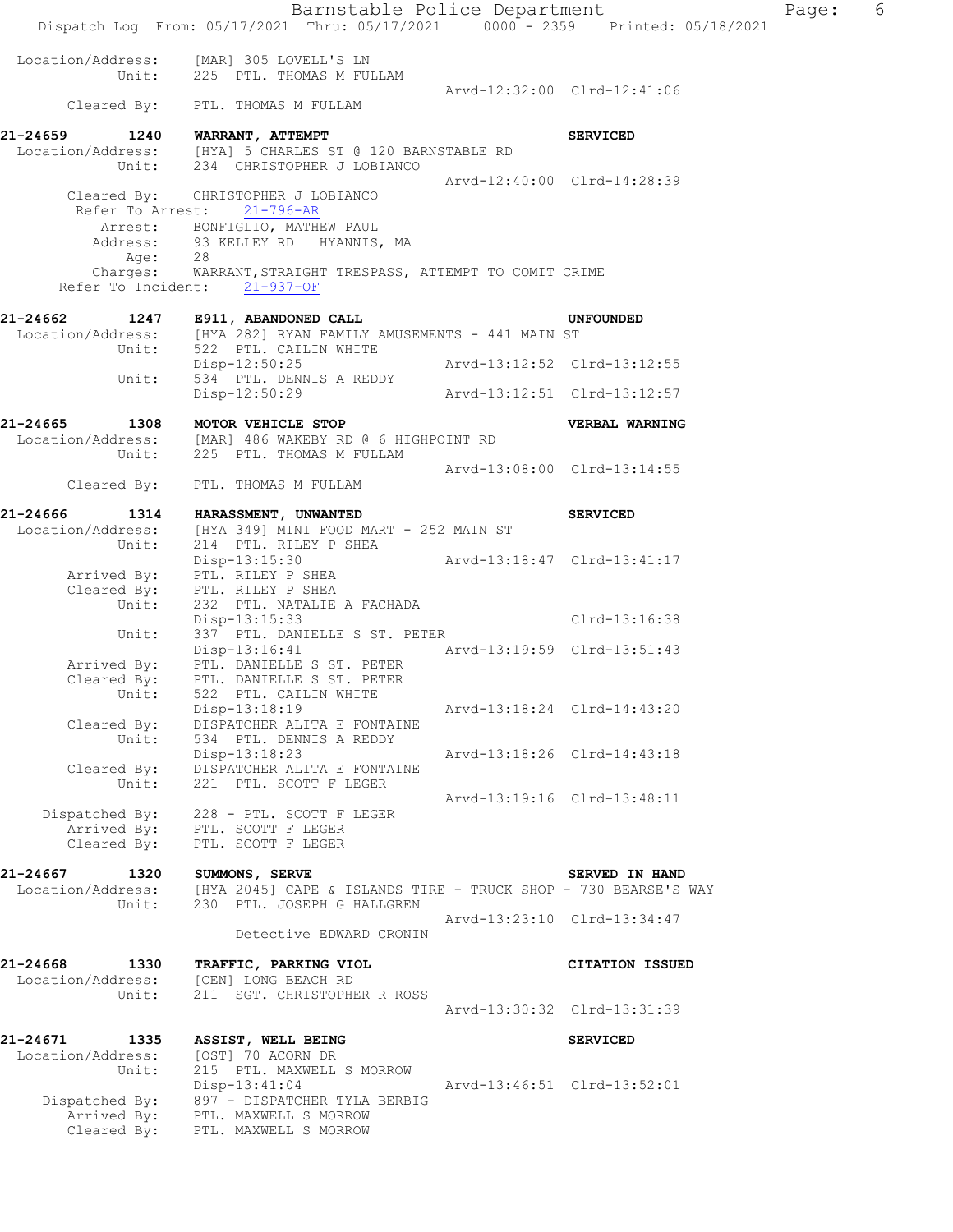```
Location/Address:    [MAR] 305 LOVELL'S LN
           Unit:     225  PTL. THOMAS M FULLAM
                                                    Arvd-12:32:00  Clrd-12:41:06
     Cleared By:     PTL. THOMAS M FULLAM

21-24659     1240    WARRANT, ATTEMPT                               SERVICED
 Location/Address:   [HYA] 5 CHARLES ST @ 120 BARNSTABLE RD
           Unit:     234  CHRISTOPHER J LOBIANCO
                                                    Arvd-12:40:00  Clrd-14:28:39
     Cleared By:     CHRISTOPHER J LOBIANCO
   Refer To Arrest:     21-796-AR
         Arrest:     BONFIGLIO, MATHEW PAUL
        Address:     93 KELLEY RD   HYANNIS, MA
            Age:     28
        Charges:     WARRANT,STRAIGHT TRESPASS, ATTEMPT TO COMIT CRIME
   Refer To Incident:   21-937-OF

21-24662     1247    E911, ABANDONED CALL                           UNFOUNDED
 Location/Address:   [HYA 282] RYAN FAMILY AMUSEMENTS - 441 MAIN ST
           Unit:     522  PTL. CAILIN WHITE
                     Disp-12:50:25                  Arvd-13:12:52  Clrd-13:12:55
           Unit:     534  PTL. DENNIS A REDDY
                     Disp-12:50:29                  Arvd-13:12:51  Clrd-13:12:57

21-24665     1308    MOTOR VEHICLE STOP                             VERBAL WARNING
 Location/Address:   [MAR] 486 WAKEBY RD @ 6 HIGHPOINT RD
           Unit:     225  PTL. THOMAS M FULLAM
                                                    Arvd-13:08:00  Clrd-13:14:55
     Cleared By:     PTL. THOMAS M FULLAM

21-24666     1314    HARASSMENT, UNWANTED                           SERVICED
 Location/Address:   [HYA 349] MINI FOOD MART - 252 MAIN ST
           Unit:     214  PTL. RILEY P SHEA
                     Disp-13:15:30                  Arvd-13:18:47  Clrd-13:41:17
     Arrived By:     PTL. RILEY P SHEA
     Cleared By:     PTL. RILEY P SHEA
           Unit:     232  PTL. NATALIE A FACHADA
                     Disp-13:15:33                                 Clrd-13:16:38
           Unit:     337  PTL. DANIELLE S ST. PETER
                     Disp-13:16:41                  Arvd-13:19:59  Clrd-13:51:43
     Arrived By:     PTL. DANIELLE S ST. PETER
     Cleared By:     PTL. DANIELLE S ST. PETER
           Unit:     522  PTL. CAILIN WHITE
                     Disp-13:18:19                  Arvd-13:18:24  Clrd-14:43:20
     Cleared By:     DISPATCHER ALITA E FONTAINE
           Unit:     534  PTL. DENNIS A REDDY
                     Disp-13:18:23                  Arvd-13:18:26  Clrd-14:43:18
     Cleared By:     DISPATCHER ALITA E FONTAINE
           Unit:     221  PTL. SCOTT F LEGER
                                                    Arvd-13:19:16  Clrd-13:48:11
  Dispatched By:     228 - PTL. SCOTT F LEGER
     Arrived By:     PTL. SCOTT F LEGER
     Cleared By:     PTL. SCOTT F LEGER

21-24667     1320    SUMMONS, SERVE                                 SERVED IN HAND
 Location/Address:   [HYA 2045] CAPE & ISLANDS TIRE - TRUCK SHOP - 730 BEARSE'S WAY
           Unit:     230  PTL. JOSEPH G HALLGREN
                                                    Arvd-13:23:10  Clrd-13:34:47
                         Detective EDWARD CRONIN

21-24668     1330    TRAFFIC, PARKING VIOL                          CITATION ISSUED
 Location/Address:   [CEN] LONG BEACH RD
           Unit:     211  SGT. CHRISTOPHER R ROSS
                                                    Arvd-13:30:32  Clrd-13:31:39

21-24671     1335    ASSIST, WELL BEING                             SERVICED
 Location/Address:   [OST] 70 ACORN DR
           Unit:     215  PTL. MAXWELL S MORROW
                     Disp-13:41:04                  Arvd-13:46:51  Clrd-13:52:01
  Dispatched By:     897 - DISPATCHER TYLA BERBIG
     Arrived By:     PTL. MAXWELL S MORROW
     Cleared By:     PTL. MAXWELL S MORROW
```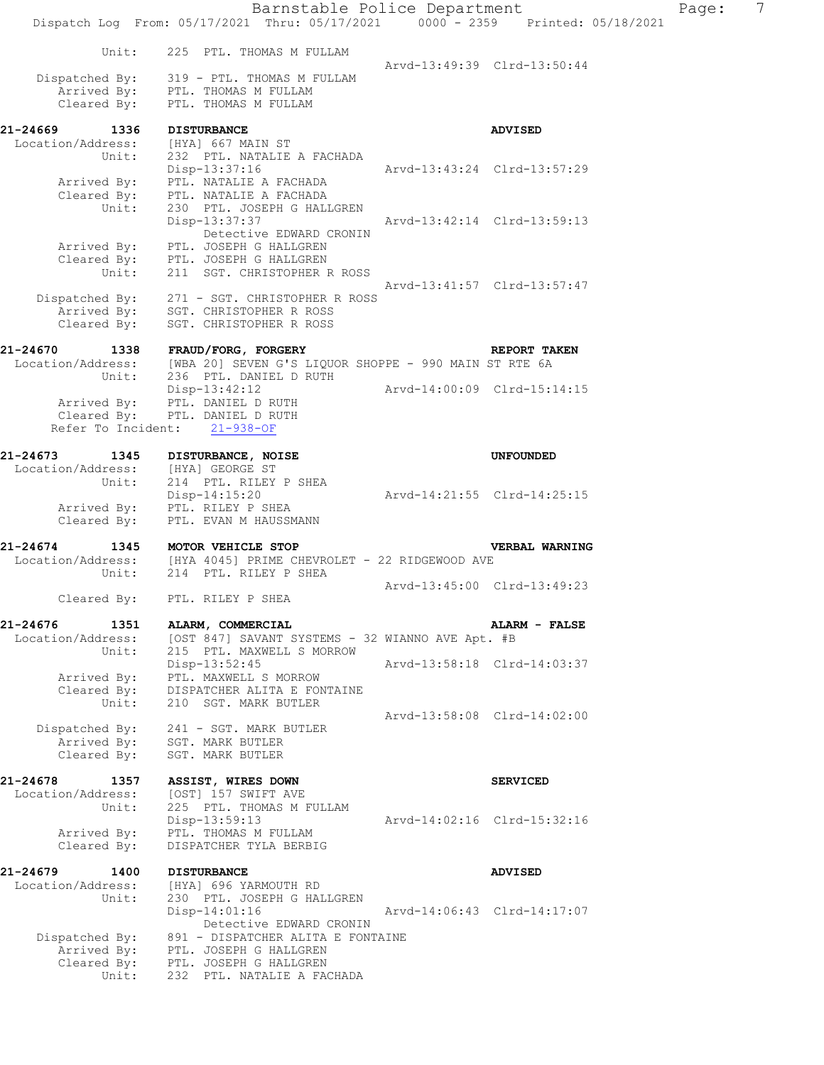```
          Unit:     225  PTL. THOMAS M FULLAM
                                                   Arvd-13:49:39  Clrd-13:50:44
   Dispatched By:   319 - PTL. THOMAS M FULLAM
      Arrived By:   PTL. THOMAS M FULLAM
      Cleared By:   PTL. THOMAS M FULLAM

21-24669       1336    DISTURBANCE                                    ADVISED
 Location/Address:    [HYA] 667 MAIN ST
            Unit:     232  PTL. NATALIE A FACHADA
                      Disp-13:37:16                Arvd-13:43:24  Clrd-13:57:29
      Arrived By:     PTL. NATALIE A FACHADA
      Cleared By:     PTL. NATALIE A FACHADA
            Unit:     230  PTL. JOSEPH G HALLGREN
                      Disp-13:37:37                Arvd-13:42:14  Clrd-13:59:13
                          Detective EDWARD CRONIN
      Arrived By:     PTL. JOSEPH G HALLGREN
      Cleared By:     PTL. JOSEPH G HALLGREN
            Unit:     211  SGT. CHRISTOPHER R ROSS
                                                   Arvd-13:41:57  Clrd-13:57:47
   Dispatched By:     271 - SGT. CHRISTOPHER R ROSS
      Arrived By:     SGT. CHRISTOPHER R ROSS
      Cleared By:     SGT. CHRISTOPHER R ROSS

21-24670       1338    FRAUD/FORG, FORGERY                            REPORT TAKEN
 Location/Address:    [WBA 20] SEVEN G'S LIQUOR SHOPPE - 990 MAIN ST RTE 6A
            Unit:     236  PTL. DANIEL D RUTH
                      Disp-13:42:12                Arvd-14:00:09  Clrd-15:14:15
      Arrived By:     PTL. DANIEL D RUTH
      Cleared By:     PTL. DANIEL D RUTH
  Refer To Incident:    21-938-OF

21-24673       1345    DISTURBANCE, NOISE                             UNFOUNDED
 Location/Address:    [HYA] GEORGE ST
            Unit:     214  PTL. RILEY P SHEA
                      Disp-14:15:20                Arvd-14:21:55  Clrd-14:25:15
      Arrived By:     PTL. RILEY P SHEA
      Cleared By:     PTL. EVAN M HAUSSMANN

21-24674       1345    MOTOR VEHICLE STOP                             VERBAL WARNING
 Location/Address:    [HYA 4045] PRIME CHEVROLET - 22 RIDGEWOOD AVE
            Unit:     214  PTL. RILEY P SHEA
                                                   Arvd-13:45:00  Clrd-13:49:23
      Cleared By:     PTL. RILEY P SHEA

21-24676       1351    ALARM, COMMERCIAL                              ALARM - FALSE
 Location/Address:    [OST 847] SAVANT SYSTEMS - 32 WIANNO AVE Apt. #B
            Unit:     215  PTL. MAXWELL S MORROW
                      Disp-13:52:45                Arvd-13:58:18  Clrd-14:03:37
      Arrived By:     PTL. MAXWELL S MORROW
      Cleared By:     DISPATCHER ALITA E FONTAINE
            Unit:     210  SGT. MARK BUTLER
                                                   Arvd-13:58:08  Clrd-14:02:00
   Dispatched By:     241 - SGT. MARK BUTLER
      Arrived By:     SGT. MARK BUTLER
      Cleared By:     SGT. MARK BUTLER

21-24678       1357    ASSIST, WIRES DOWN                             SERVICED
 Location/Address:    [OST] 157 SWIFT AVE
            Unit:     225  PTL. THOMAS M FULLAM
                      Disp-13:59:13                Arvd-14:02:16  Clrd-15:32:16
      Arrived By:     PTL. THOMAS M FULLAM
      Cleared By:     DISPATCHER TYLA BERBIG

21-24679       1400    DISTURBANCE                                    ADVISED
 Location/Address:    [HYA] 696 YARMOUTH RD
            Unit:     230  PTL. JOSEPH G HALLGREN
                      Disp-14:01:16                Arvd-14:06:43  Clrd-14:17:07
                          Detective EDWARD CRONIN
   Dispatched By:     891 - DISPATCHER ALITA E FONTAINE
      Arrived By:     PTL. JOSEPH G HALLGREN
      Cleared By:     PTL. JOSEPH G HALLGREN
            Unit:     232  PTL. NATALIE A FACHADA
```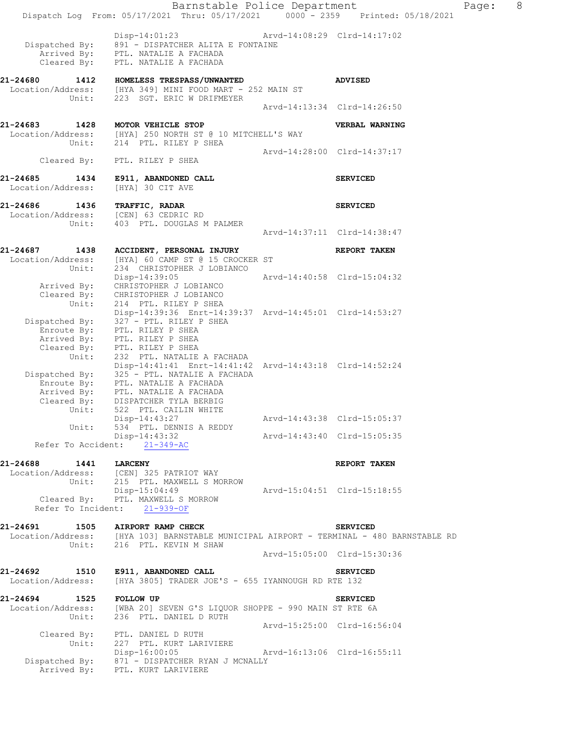```
                Disp-14:01:23                  Arvd-14:08:29  Clrd-14:17:02
  Dispatched By:    891 - DISPATCHER ALITA E FONTAINE
     Arrived By:    PTL. NATALIE A FACHADA
     Cleared By:    PTL. NATALIE A FACHADA

21-24680      1412  HOMELESS TRESPASS/UNWANTED                ADVISED
 Location/Address:  [HYA 349] MINI FOOD MART - 252 MAIN ST
            Unit:   223  SGT. ERIC W DRIFMEYER
                                               Arvd-14:13:34  Clrd-14:26:50

21-24683      1428  MOTOR VEHICLE STOP                        VERBAL WARNING
 Location/Address:  [HYA] 250 NORTH ST @ 10 MITCHELL'S WAY
            Unit:   214  PTL. RILEY P SHEA
                                               Arvd-14:28:00  Clrd-14:37:17
     Cleared By:    PTL. RILEY P SHEA

21-24685      1434  E911, ABANDONED CALL                      SERVICED
 Location/Address:  [HYA] 30 CIT AVE

21-24686      1436  TRAFFIC, RADAR                            SERVICED
 Location/Address:  [CEN] 63 CEDRIC RD
            Unit:   403  PTL. DOUGLAS M PALMER
                                               Arvd-14:37:11  Clrd-14:38:47

21-24687      1438  ACCIDENT, PERSONAL INJURY                 REPORT TAKEN
 Location/Address:  [HYA] 60 CAMP ST @ 15 CROCKER ST
            Unit:   234  CHRISTOPHER J LOBIANCO
                    Disp-14:39:05              Arvd-14:40:58  Clrd-15:04:32
     Arrived By:    CHRISTOPHER J LOBIANCO
     Cleared By:    CHRISTOPHER J LOBIANCO
            Unit:   214  PTL. RILEY P SHEA
                    Disp-14:39:36  Enrt-14:39:37  Arvd-14:45:01  Clrd-14:53:27
  Dispatched By:    327 - PTL. RILEY P SHEA
     Enroute By:    PTL. RILEY P SHEA
     Arrived By:    PTL. RILEY P SHEA
     Cleared By:    PTL. RILEY P SHEA
            Unit:   232  PTL. NATALIE A FACHADA
                    Disp-14:41:41  Enrt-14:41:42  Arvd-14:43:18  Clrd-14:52:24
  Dispatched By:    325 - PTL. NATALIE A FACHADA
     Enroute By:    PTL. NATALIE A FACHADA
     Arrived By:    PTL. NATALIE A FACHADA
     Cleared By:    DISPATCHER TYLA BERBIG
            Unit:   522  PTL. CAILIN WHITE
                    Disp-14:43:27              Arvd-14:43:38  Clrd-15:05:37
            Unit:   534  PTL. DENNIS A REDDY
                    Disp-14:43:32              Arvd-14:43:40  Clrd-15:05:35
   Refer To Accident:    21-349-AC

21-24688      1441  LARCENY                                   REPORT TAKEN
 Location/Address:  [CEN] 325 PATRIOT WAY
            Unit:   215  PTL. MAXWELL S MORROW
                    Disp-15:04:49              Arvd-15:04:51  Clrd-15:18:55
     Cleared By:    PTL. MAXWELL S MORROW
   Refer To Incident:    21-939-OF

21-24691      1505  AIRPORT RAMP CHECK                        SERVICED
 Location/Address:  [HYA 103] BARNSTABLE MUNICIPAL AIRPORT - TERMINAL - 480 BARNSTABLE RD
            Unit:   216  PTL. KEVIN M SHAW
                                               Arvd-15:05:00  Clrd-15:30:36

21-24692      1510  E911, ABANDONED CALL                      SERVICED
 Location/Address:  [HYA 3805] TRADER JOE'S - 655 IYANNOUGH RD RTE 132

21-24694      1525  FOLLOW UP                                 SERVICED
 Location/Address:  [WBA 20] SEVEN G'S LIQUOR SHOPPE - 990 MAIN ST RTE 6A
            Unit:   236  PTL. DANIEL D RUTH
                                               Arvd-15:25:00  Clrd-16:56:04
     Cleared By:    PTL. DANIEL D RUTH
            Unit:   227  PTL. KURT LARIVIERE
                    Disp-16:00:05              Arvd-16:13:06  Clrd-16:55:11
  Dispatched By:    871 - DISPATCHER RYAN J MCNALLY
     Arrived By:    PTL. KURT LARIVIERE
```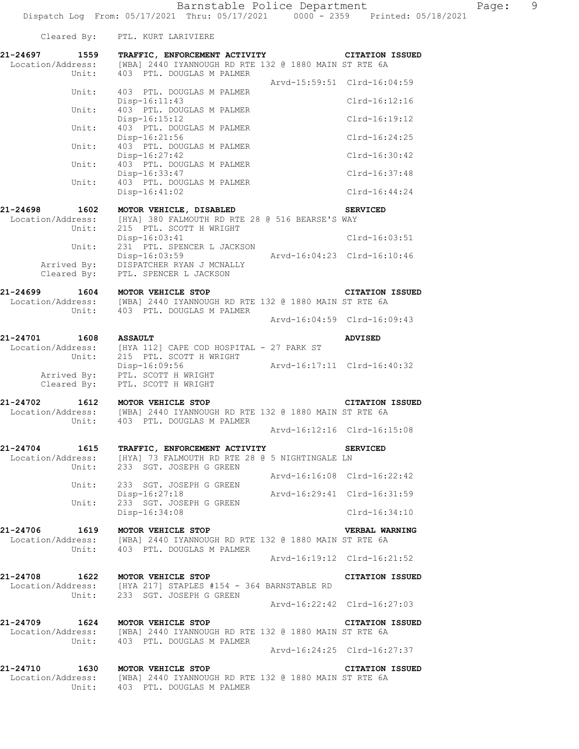Cleared By: PTL. KURT LARIVIERE

**21-24697 1559 TRAFFIC, ENFORCEMENT ACTIVITY — CITATION ISSUED**
Location/Address: [WBA] 2440 IYANNOUGH RD RTE 132 @ 1880 MAIN ST RTE 6A
Unit: 403 PTL. DOUGLAS M PALMER
Arvd-15:59:51 Clrd-16:04:59
Unit: 403 PTL. DOUGLAS M PALMER
Disp-16:11:43 Clrd-16:12:16
Unit: 403 PTL. DOUGLAS M PALMER
Disp-16:15:12 Clrd-16:19:12
Unit: 403 PTL. DOUGLAS M PALMER
Disp-16:21:56 Clrd-16:24:25
Unit: 403 PTL. DOUGLAS M PALMER
Disp-16:27:42 Clrd-16:30:42
Unit: 403 PTL. DOUGLAS M PALMER
Disp-16:33:47 Clrd-16:37:48
Unit: 403 PTL. DOUGLAS M PALMER
Disp-16:41:02 Clrd-16:44:24

**21-24698 1602 MOTOR VEHICLE, DISABLED — SERVICED**
Location/Address: [HYA] 380 FALMOUTH RD RTE 28 @ 516 BEARSE'S WAY
Unit: 215 PTL. SCOTT H WRIGHT
Disp-16:03:41 Clrd-16:03:51
Unit: 231 PTL. SPENCER L JACKSON
Disp-16:03:59 Arvd-16:04:23 Clrd-16:10:46
Arrived By: DISPATCHER RYAN J MCNALLY
Cleared By: PTL. SPENCER L JACKSON

**21-24699 1604 MOTOR VEHICLE STOP — CITATION ISSUED**
Location/Address: [WBA] 2440 IYANNOUGH RD RTE 132 @ 1880 MAIN ST RTE 6A
Unit: 403 PTL. DOUGLAS M PALMER
Arvd-16:04:59 Clrd-16:09:43

**21-24701 1608 ASSAULT — ADVISED**
Location/Address: [HYA 112] CAPE COD HOSPITAL - 27 PARK ST
Unit: 215 PTL. SCOTT H WRIGHT
Disp-16:09:56 Arvd-16:17:11 Clrd-16:40:32
Arrived By: PTL. SCOTT H WRIGHT
Cleared By: PTL. SCOTT H WRIGHT

**21-24702 1612 MOTOR VEHICLE STOP — CITATION ISSUED**
Location/Address: [WBA] 2440 IYANNOUGH RD RTE 132 @ 1880 MAIN ST RTE 6A
Unit: 403 PTL. DOUGLAS M PALMER
Arvd-16:12:16 Clrd-16:15:08

**21-24704 1615 TRAFFIC, ENFORCEMENT ACTIVITY — SERVICED**
Location/Address: [HYA] 73 FALMOUTH RD RTE 28 @ 5 NIGHTINGALE LN
Unit: 233 SGT. JOSEPH G GREEN
Arvd-16:16:08 Clrd-16:22:42
Unit: 233 SGT. JOSEPH G GREEN
Disp-16:27:18 Arvd-16:29:41 Clrd-16:31:59
Unit: 233 SGT. JOSEPH G GREEN
Disp-16:34:08 Clrd-16:34:10

**21-24706 1619 MOTOR VEHICLE STOP — VERBAL WARNING**
Location/Address: [WBA] 2440 IYANNOUGH RD RTE 132 @ 1880 MAIN ST RTE 6A
Unit: 403 PTL. DOUGLAS M PALMER
Arvd-16:19:12 Clrd-16:21:52

**21-24708 1622 MOTOR VEHICLE STOP — CITATION ISSUED**
Location/Address: [HYA 217] STAPLES #154 - 364 BARNSTABLE RD
Unit: 233 SGT. JOSEPH G GREEN
Arvd-16:22:42 Clrd-16:27:03

**21-24709 1624 MOTOR VEHICLE STOP — CITATION ISSUED**
Location/Address: [WBA] 2440 IYANNOUGH RD RTE 132 @ 1880 MAIN ST RTE 6A
Unit: 403 PTL. DOUGLAS M PALMER
Arvd-16:24:25 Clrd-16:27:37

**21-24710 1630 MOTOR VEHICLE STOP — CITATION ISSUED**
Location/Address: [WBA] 2440 IYANNOUGH RD RTE 132 @ 1880 MAIN ST RTE 6A
Unit: 403 PTL. DOUGLAS M PALMER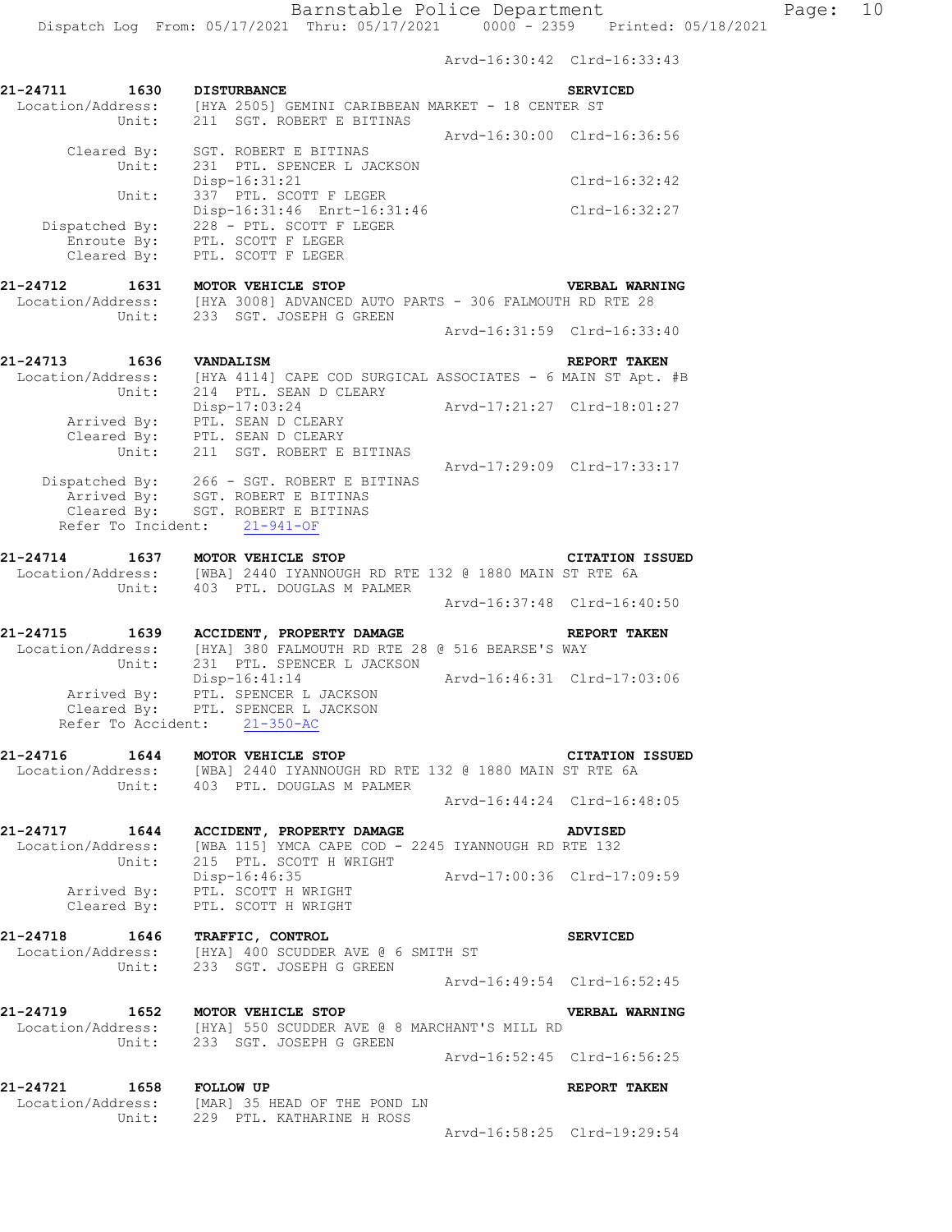Arvd-16:30:42 Clrd-16:33:43

```
21-24711        1630    DISTURBANCE                                      SERVICED
 Location/Address:    [HYA 2505] GEMINI CARIBBEAN MARKET - 18 CENTER ST
            Unit:     211  SGT. ROBERT E BITINAS
                                                     Arvd-16:30:00  Clrd-16:36:56
      Cleared By:     SGT. ROBERT E BITINAS
            Unit:     231  PTL. SPENCER L JACKSON
                      Disp-16:31:21                                 Clrd-16:32:42
            Unit:     337  PTL. SCOTT F LEGER
                      Disp-16:31:46  Enrt-16:31:46                  Clrd-16:32:27
   Dispatched By:     228 - PTL. SCOTT F LEGER
      Enroute By:     PTL. SCOTT F LEGER
      Cleared By:     PTL. SCOTT F LEGER

21-24712        1631    MOTOR VEHICLE STOP                               VERBAL WARNING
 Location/Address:    [HYA 3008] ADVANCED AUTO PARTS - 306 FALMOUTH RD RTE 28
            Unit:     233  SGT. JOSEPH G GREEN
                                                     Arvd-16:31:59  Clrd-16:33:40

21-24713        1636    VANDALISM                                        REPORT TAKEN
 Location/Address:    [HYA 4114] CAPE COD SURGICAL ASSOCIATES - 6 MAIN ST Apt. #B
            Unit:     214  PTL. SEAN D CLEARY
                      Disp-17:03:24                  Arvd-17:21:27  Clrd-18:01:27
      Arrived By:     PTL. SEAN D CLEARY
      Cleared By:     PTL. SEAN D CLEARY
            Unit:     211  SGT. ROBERT E BITINAS
                                                     Arvd-17:29:09  Clrd-17:33:17
   Dispatched By:     266 - SGT. ROBERT E BITINAS
      Arrived By:     SGT. ROBERT E BITINAS
      Cleared By:     SGT. ROBERT E BITINAS
   Refer To Incident:    21-941-OF

21-24714        1637    MOTOR VEHICLE STOP                               CITATION ISSUED
 Location/Address:    [WBA] 2440 IYANNOUGH RD RTE 132 @ 1880 MAIN ST RTE 6A
            Unit:     403  PTL. DOUGLAS M PALMER
                                                     Arvd-16:37:48  Clrd-16:40:50

21-24715        1639    ACCIDENT, PROPERTY DAMAGE                        REPORT TAKEN
 Location/Address:    [HYA] 380 FALMOUTH RD RTE 28 @ 516 BEARSE'S WAY
            Unit:     231  PTL. SPENCER L JACKSON
                      Disp-16:41:14                  Arvd-16:46:31  Clrd-17:03:06
      Arrived By:     PTL. SPENCER L JACKSON
      Cleared By:     PTL. SPENCER L JACKSON
   Refer To Accident:    21-350-AC

21-24716        1644    MOTOR VEHICLE STOP                               CITATION ISSUED
 Location/Address:    [WBA] 2440 IYANNOUGH RD RTE 132 @ 1880 MAIN ST RTE 6A
            Unit:     403  PTL. DOUGLAS M PALMER
                                                     Arvd-16:44:24  Clrd-16:48:05

21-24717        1644    ACCIDENT, PROPERTY DAMAGE                        ADVISED
 Location/Address:    [WBA 115] YMCA CAPE COD - 2245 IYANNOUGH RD RTE 132
            Unit:     215  PTL. SCOTT H WRIGHT
                      Disp-16:46:35                  Arvd-17:00:36  Clrd-17:09:59
      Arrived By:     PTL. SCOTT H WRIGHT
      Cleared By:     PTL. SCOTT H WRIGHT

21-24718        1646    TRAFFIC, CONTROL                                 SERVICED
 Location/Address:    [HYA] 400 SCUDDER AVE @ 6 SMITH ST
            Unit:     233  SGT. JOSEPH G GREEN
                                                     Arvd-16:49:54  Clrd-16:52:45

21-24719        1652    MOTOR VEHICLE STOP                               VERBAL WARNING
 Location/Address:    [HYA] 550 SCUDDER AVE @ 8 MARCHANT'S MILL RD
            Unit:     233  SGT. JOSEPH G GREEN
                                                     Arvd-16:52:45  Clrd-16:56:25

21-24721        1658    FOLLOW UP                                        REPORT TAKEN
 Location/Address:    [MAR] 35 HEAD OF THE POND LN
            Unit:     229  PTL. KATHARINE H ROSS
                                                     Arvd-16:58:25  Clrd-19:29:54
```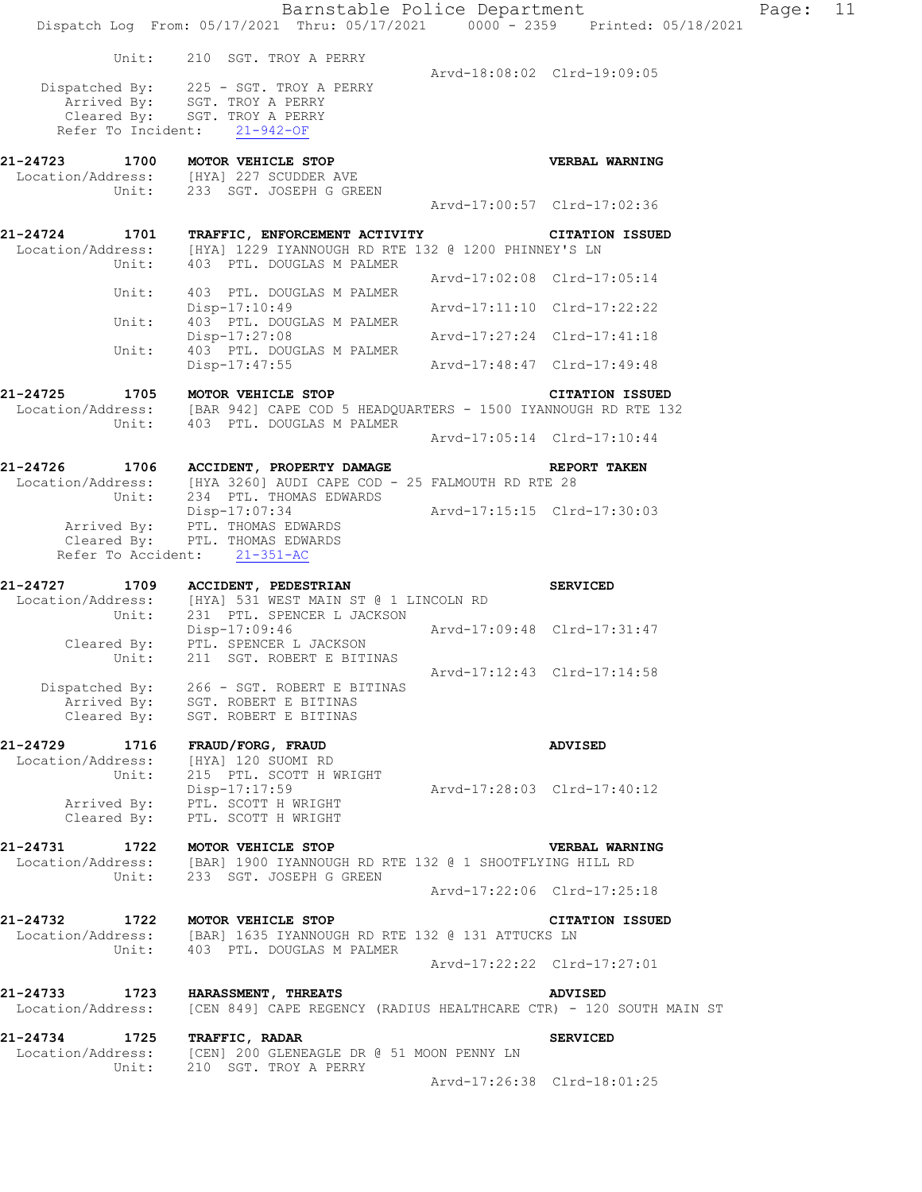```
           Unit:      210  SGT. TROY A PERRY
                                                     Arvd-18:08:02  Clrd-19:09:05
     Dispatched By:   225 - SGT. TROY A PERRY
        Arrived By:   SGT. TROY A PERRY
        Cleared By:   SGT. TROY A PERRY
      Refer To Incident:    21-942-OF

21-24723       1700   MOTOR VEHICLE STOP                               VERBAL WARNING
 Location/Address:    [HYA] 227 SCUDDER AVE
            Unit:     233  SGT. JOSEPH G GREEN
                                                     Arvd-17:00:57  Clrd-17:02:36

21-24724       1701   TRAFFIC, ENFORCEMENT ACTIVITY                    CITATION ISSUED
 Location/Address:    [HYA] 1229 IYANNOUGH RD RTE 132 @ 1200 PHINNEY'S LN
            Unit:     403  PTL. DOUGLAS M PALMER
                                                     Arvd-17:02:08  Clrd-17:05:14
            Unit:     403  PTL. DOUGLAS M PALMER
                      Disp-17:10:49                  Arvd-17:11:10  Clrd-17:22:22
            Unit:     403  PTL. DOUGLAS M PALMER
                      Disp-17:27:08                  Arvd-17:27:24  Clrd-17:41:18
            Unit:     403  PTL. DOUGLAS M PALMER
                      Disp-17:47:55                  Arvd-17:48:47  Clrd-17:49:48

21-24725       1705   MOTOR VEHICLE STOP                               CITATION ISSUED
 Location/Address:    [BAR 942] CAPE COD 5 HEADQUARTERS - 1500 IYANNOUGH RD RTE 132
            Unit:     403  PTL. DOUGLAS M PALMER
                                                     Arvd-17:05:14  Clrd-17:10:44

21-24726       1706   ACCIDENT, PROPERTY DAMAGE                        REPORT TAKEN
 Location/Address:    [HYA 3260] AUDI CAPE COD - 25 FALMOUTH RD RTE 28
            Unit:     234  PTL. THOMAS EDWARDS
                      Disp-17:07:34                  Arvd-17:15:15  Clrd-17:30:03
        Arrived By:   PTL. THOMAS EDWARDS
        Cleared By:   PTL. THOMAS EDWARDS
      Refer To Accident:    21-351-AC

21-24727       1709   ACCIDENT, PEDESTRIAN                             SERVICED
 Location/Address:    [HYA] 531 WEST MAIN ST @ 1 LINCOLN RD
            Unit:     231  PTL. SPENCER L JACKSON
                      Disp-17:09:46                  Arvd-17:09:48  Clrd-17:31:47
        Cleared By:   PTL. SPENCER L JACKSON
            Unit:     211  SGT. ROBERT E BITINAS
                                                     Arvd-17:12:43  Clrd-17:14:58
     Dispatched By:   266 - SGT. ROBERT E BITINAS
        Arrived By:   SGT. ROBERT E BITINAS
        Cleared By:   SGT. ROBERT E BITINAS

21-24729       1716   FRAUD/FORG, FRAUD                                ADVISED
 Location/Address:    [HYA] 120 SUOMI RD
            Unit:     215  PTL. SCOTT H WRIGHT
                      Disp-17:17:59                  Arvd-17:28:03  Clrd-17:40:12
        Arrived By:   PTL. SCOTT H WRIGHT
        Cleared By:   PTL. SCOTT H WRIGHT

21-24731       1722   MOTOR VEHICLE STOP                               VERBAL WARNING
 Location/Address:    [BAR] 1900 IYANNOUGH RD RTE 132 @ 1 SHOOTFLYING HILL RD
            Unit:     233  SGT. JOSEPH G GREEN
                                                     Arvd-17:22:06  Clrd-17:25:18

21-24732       1722   MOTOR VEHICLE STOP                               CITATION ISSUED
 Location/Address:    [BAR] 1635 IYANNOUGH RD RTE 132 @ 131 ATTUCKS LN
            Unit:     403  PTL. DOUGLAS M PALMER
                                                     Arvd-17:22:22  Clrd-17:27:01

21-24733       1723   HARASSMENT, THREATS                              ADVISED
 Location/Address:    [CEN 849] CAPE REGENCY (RADIUS HEALTHCARE CTR) - 120 SOUTH MAIN ST

21-24734       1725   TRAFFIC, RADAR                                   SERVICED
 Location/Address:    [CEN] 200 GLENEAGLE DR @ 51 MOON PENNY LN
            Unit:     210  SGT. TROY A PERRY
                                                     Arvd-17:26:38  Clrd-18:01:25
```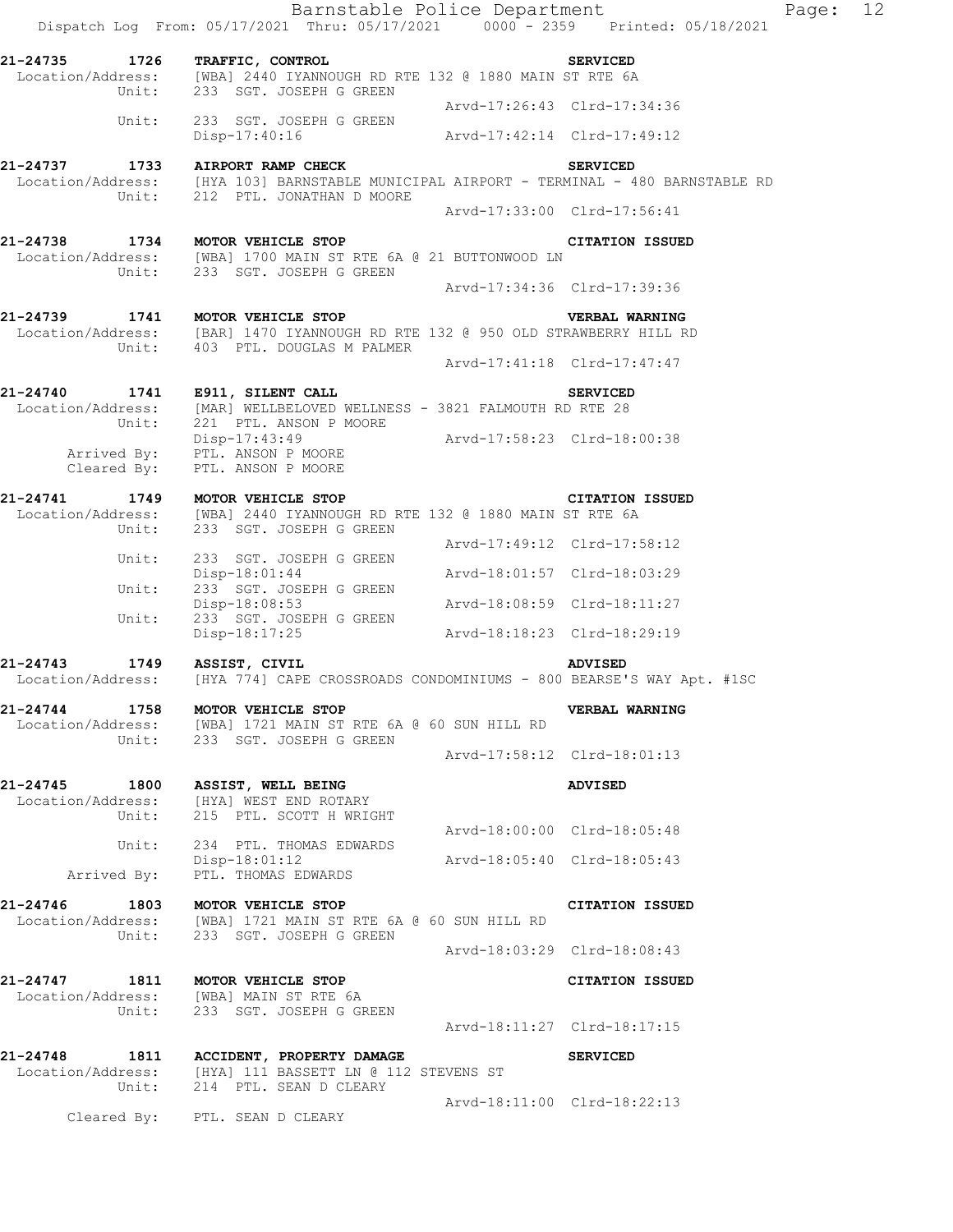**21-24735 1726 TRAFFIC, CONTROL** **SERVICED**
Location/Address: [WBA] 2440 IYANNOUGH RD RTE 132 @ 1880 MAIN ST RTE 6A
Unit: 233 SGT. JOSEPH G GREEN
Arvd-17:26:43 Clrd-17:34:36
Unit: 233 SGT. JOSEPH G GREEN
Disp-17:40:16 Arvd-17:42:14 Clrd-17:49:12

**21-24737 1733 AIRPORT RAMP CHECK** **SERVICED**
Location/Address: [HYA 103] BARNSTABLE MUNICIPAL AIRPORT - TERMINAL - 480 BARNSTABLE RD
Unit: 212 PTL. JONATHAN D MOORE
Arvd-17:33:00 Clrd-17:56:41

**21-24738 1734 MOTOR VEHICLE STOP** **CITATION ISSUED**
Location/Address: [WBA] 1700 MAIN ST RTE 6A @ 21 BUTTONWOOD LN
Unit: 233 SGT. JOSEPH G GREEN
Arvd-17:34:36 Clrd-17:39:36

**21-24739 1741 MOTOR VEHICLE STOP** **VERBAL WARNING**
Location/Address: [BAR] 1470 IYANNOUGH RD RTE 132 @ 950 OLD STRAWBERRY HILL RD
Unit: 403 PTL. DOUGLAS M PALMER
Arvd-17:41:18 Clrd-17:47:47

**21-24740 1741 E911, SILENT CALL** **SERVICED**
Location/Address: [MAR] WELLBELOVED WELLNESS - 3821 FALMOUTH RD RTE 28
Unit: 221 PTL. ANSON P MOORE
Disp-17:43:49 Arvd-17:58:23 Clrd-18:00:38
Arrived By: PTL. ANSON P MOORE
Cleared By: PTL. ANSON P MOORE

**21-24741 1749 MOTOR VEHICLE STOP** **CITATION ISSUED**
Location/Address: [WBA] 2440 IYANNOUGH RD RTE 132 @ 1880 MAIN ST RTE 6A
Unit: 233 SGT. JOSEPH G GREEN
Arvd-17:49:12 Clrd-17:58:12
Unit: 233 SGT. JOSEPH G GREEN
Disp-18:01:44 Arvd-18:01:57 Clrd-18:03:29
Unit: 233 SGT. JOSEPH G GREEN
Disp-18:08:53 Arvd-18:08:59 Clrd-18:11:27
Unit: 233 SGT. JOSEPH G GREEN
Disp-18:17:25 Arvd-18:18:23 Clrd-18:29:19

**21-24743 1749 ASSIST, CIVIL** **ADVISED**
Location/Address: [HYA 774] CAPE CROSSROADS CONDOMINIUMS - 800 BEARSE'S WAY Apt. #1SC

**21-24744 1758 MOTOR VEHICLE STOP** **VERBAL WARNING**
Location/Address: [WBA] 1721 MAIN ST RTE 6A @ 60 SUN HILL RD
Unit: 233 SGT. JOSEPH G GREEN
Arvd-17:58:12 Clrd-18:01:13

**21-24745 1800 ASSIST, WELL BEING** **ADVISED**
Location/Address: [HYA] WEST END ROTARY
Unit: 215 PTL. SCOTT H WRIGHT
Arvd-18:00:00 Clrd-18:05:48
Unit: 234 PTL. THOMAS EDWARDS
Disp-18:01:12 Arvd-18:05:40 Clrd-18:05:43
Arrived By: PTL. THOMAS EDWARDS

**21-24746 1803 MOTOR VEHICLE STOP** **CITATION ISSUED**
Location/Address: [WBA] 1721 MAIN ST RTE 6A @ 60 SUN HILL RD
Unit: 233 SGT. JOSEPH G GREEN
Arvd-18:03:29 Clrd-18:08:43

**21-24747 1811 MOTOR VEHICLE STOP** **CITATION ISSUED**
Location/Address: [WBA] MAIN ST RTE 6A
Unit: 233 SGT. JOSEPH G GREEN
Arvd-18:11:27 Clrd-18:17:15

**21-24748 1811 ACCIDENT, PROPERTY DAMAGE** **SERVICED**
Location/Address: [HYA] 111 BASSETT LN @ 112 STEVENS ST
Unit: 214 PTL. SEAN D CLEARY
Arvd-18:11:00 Clrd-18:22:13
Cleared By: PTL. SEAN D CLEARY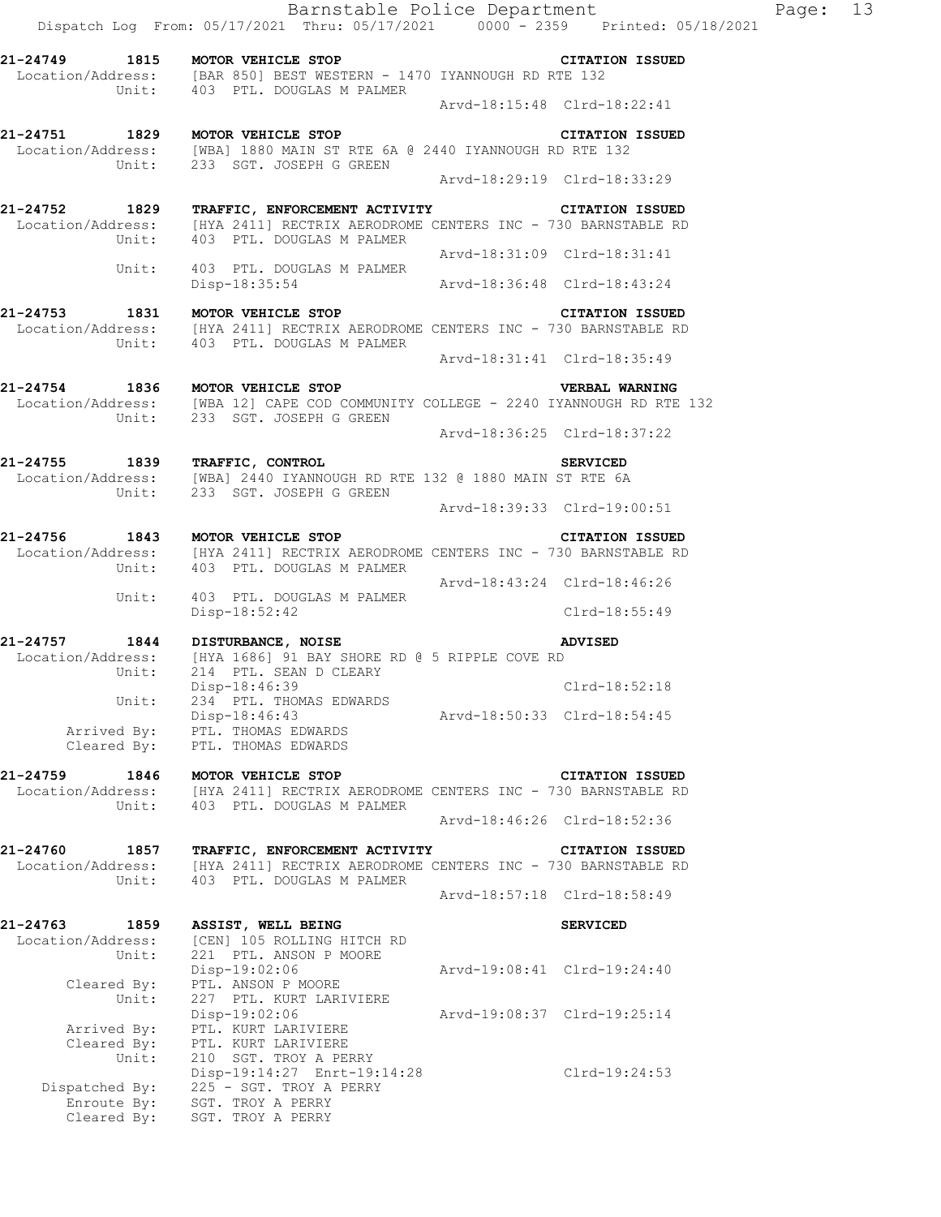**21-24749 1815 MOTOR VEHICLE STOP** — **CITATION ISSUED**
Location/Address: [BAR 850] BEST WESTERN - 1470 IYANNOUGH RD RTE 132
Unit: 403 PTL. DOUGLAS M PALMER
Arvd-18:15:48 Clrd-18:22:41

**21-24751 1829 MOTOR VEHICLE STOP** — **CITATION ISSUED**
Location/Address: [WBA] 1880 MAIN ST RTE 6A @ 2440 IYANNOUGH RD RTE 132
Unit: 233 SGT. JOSEPH G GREEN
Arvd-18:29:19 Clrd-18:33:29

**21-24752 1829 TRAFFIC, ENFORCEMENT ACTIVITY** — **CITATION ISSUED**
Location/Address: [HYA 2411] RECTRIX AERODROME CENTERS INC - 730 BARNSTABLE RD
Unit: 403 PTL. DOUGLAS M PALMER
Arvd-18:31:09 Clrd-18:31:41
Unit: 403 PTL. DOUGLAS M PALMER
Disp-18:35:54 Arvd-18:36:48 Clrd-18:43:24

**21-24753 1831 MOTOR VEHICLE STOP** — **CITATION ISSUED**
Location/Address: [HYA 2411] RECTRIX AERODROME CENTERS INC - 730 BARNSTABLE RD
Unit: 403 PTL. DOUGLAS M PALMER
Arvd-18:31:41 Clrd-18:35:49

**21-24754 1836 MOTOR VEHICLE STOP** — **VERBAL WARNING**
Location/Address: [WBA 12] CAPE COD COMMUNITY COLLEGE - 2240 IYANNOUGH RD RTE 132
Unit: 233 SGT. JOSEPH G GREEN
Arvd-18:36:25 Clrd-18:37:22

**21-24755 1839 TRAFFIC, CONTROL** — **SERVICED**
Location/Address: [WBA] 2440 IYANNOUGH RD RTE 132 @ 1880 MAIN ST RTE 6A
Unit: 233 SGT. JOSEPH G GREEN
Arvd-18:39:33 Clrd-19:00:51

**21-24756 1843 MOTOR VEHICLE STOP** — **CITATION ISSUED**
Location/Address: [HYA 2411] RECTRIX AERODROME CENTERS INC - 730 BARNSTABLE RD
Unit: 403 PTL. DOUGLAS M PALMER
Arvd-18:43:24 Clrd-18:46:26
Unit: 403 PTL. DOUGLAS M PALMER
Disp-18:52:42 Clrd-18:55:49

**21-24757 1844 DISTURBANCE, NOISE** — **ADVISED**
Location/Address: [HYA 1686] 91 BAY SHORE RD @ 5 RIPPLE COVE RD
Unit: 214 PTL. SEAN D CLEARY
Disp-18:46:39 Clrd-18:52:18
Unit: 234 PTL. THOMAS EDWARDS
Disp-18:46:43 Arvd-18:50:33 Clrd-18:54:45
Arrived By: PTL. THOMAS EDWARDS
Cleared By: PTL. THOMAS EDWARDS

**21-24759 1846 MOTOR VEHICLE STOP** — **CITATION ISSUED**
Location/Address: [HYA 2411] RECTRIX AERODROME CENTERS INC - 730 BARNSTABLE RD
Unit: 403 PTL. DOUGLAS M PALMER
Arvd-18:46:26 Clrd-18:52:36

**21-24760 1857 TRAFFIC, ENFORCEMENT ACTIVITY** — **CITATION ISSUED**
Location/Address: [HYA 2411] RECTRIX AERODROME CENTERS INC - 730 BARNSTABLE RD
Unit: 403 PTL. DOUGLAS M PALMER
Arvd-18:57:18 Clrd-18:58:49

**21-24763 1859 ASSIST, WELL BEING** — **SERVICED**
Location/Address: [CEN] 105 ROLLING HITCH RD
Unit: 221 PTL. ANSON P MOORE
Disp-19:02:06 Arvd-19:08:41 Clrd-19:24:40
Cleared By: PTL. ANSON P MOORE
Unit: 227 PTL. KURT LARIVIERE
Disp-19:02:06 Arvd-19:08:37 Clrd-19:25:14
Arrived By: PTL. KURT LARIVIERE
Cleared By: PTL. KURT LARIVIERE
Unit: 210 SGT. TROY A PERRY
Disp-19:14:27 Enrt-19:14:28 Clrd-19:24:53
Dispatched By: 225 - SGT. TROY A PERRY
Enroute By: SGT. TROY A PERRY
Cleared By: SGT. TROY A PERRY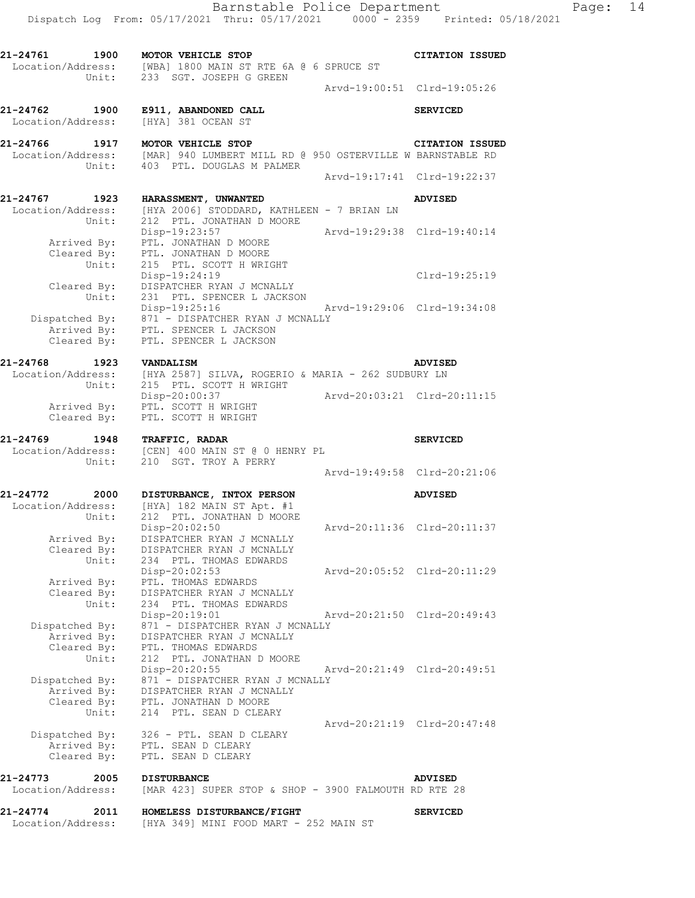```
21-24761      1900   MOTOR VEHICLE STOP                                   CITATION ISSUED
 Location/Address:   [WBA] 1800 MAIN ST RTE 6A @ 6 SPRUCE ST
            Unit:    233  SGT. JOSEPH G GREEN
                                                     Arvd-19:00:51  Clrd-19:05:26

21-24762      1900   E911, ABANDONED CALL                                 SERVICED
 Location/Address:   [HYA] 381 OCEAN ST

21-24766      1917   MOTOR VEHICLE STOP                                   CITATION ISSUED
 Location/Address:   [MAR] 940 LUMBERT MILL RD @ 950 OSTERVILLE W BARNSTABLE RD
            Unit:    403  PTL. DOUGLAS M PALMER
                                                     Arvd-19:17:41  Clrd-19:22:37

21-24767      1923   HARASSMENT, UNWANTED                                 ADVISED
 Location/Address:   [HYA 2006] STODDARD, KATHLEEN - 7 BRIAN LN
            Unit:    212  PTL. JONATHAN D MOORE
                     Disp-19:23:57                   Arvd-19:29:38  Clrd-19:40:14
      Arrived By:    PTL. JONATHAN D MOORE
      Cleared By:    PTL. JONATHAN D MOORE
            Unit:    215  PTL. SCOTT H WRIGHT
                     Disp-19:24:19                                  Clrd-19:25:19
      Cleared By:    DISPATCHER RYAN J MCNALLY
            Unit:    231  PTL. SPENCER L JACKSON
                     Disp-19:25:16                   Arvd-19:29:06  Clrd-19:34:08
   Dispatched By:    871 - DISPATCHER RYAN J MCNALLY
      Arrived By:    PTL. SPENCER L JACKSON
      Cleared By:    PTL. SPENCER L JACKSON

21-24768      1923   VANDALISM                                            ADVISED
 Location/Address:   [HYA 2587] SILVA, ROGERIO & MARIA - 262 SUDBURY LN
            Unit:    215  PTL. SCOTT H WRIGHT
                     Disp-20:00:37                   Arvd-20:03:21  Clrd-20:11:15
      Arrived By:    PTL. SCOTT H WRIGHT
      Cleared By:    PTL. SCOTT H WRIGHT

21-24769      1948   TRAFFIC, RADAR                                       SERVICED
 Location/Address:   [CEN] 400 MAIN ST @ 0 HENRY PL
            Unit:    210  SGT. TROY A PERRY
                                                     Arvd-19:49:58  Clrd-20:21:06

21-24772      2000   DISTURBANCE, INTOX PERSON                            ADVISED
 Location/Address:   [HYA] 182 MAIN ST Apt. #1
            Unit:    212  PTL. JONATHAN D MOORE
                     Disp-20:02:50                   Arvd-20:11:36  Clrd-20:11:37
      Arrived By:    DISPATCHER RYAN J MCNALLY
      Cleared By:    DISPATCHER RYAN J MCNALLY
            Unit:    234  PTL. THOMAS EDWARDS
                     Disp-20:02:53                   Arvd-20:05:52  Clrd-20:11:29
      Arrived By:    PTL. THOMAS EDWARDS
      Cleared By:    DISPATCHER RYAN J MCNALLY
            Unit:    234  PTL. THOMAS EDWARDS
                     Disp-20:19:01                   Arvd-20:21:50  Clrd-20:49:43
   Dispatched By:    871 - DISPATCHER RYAN J MCNALLY
      Arrived By:    DISPATCHER RYAN J MCNALLY
      Cleared By:    PTL. THOMAS EDWARDS
            Unit:    212  PTL. JONATHAN D MOORE
                     Disp-20:20:55                   Arvd-20:21:49  Clrd-20:49:51
   Dispatched By:    871 - DISPATCHER RYAN J MCNALLY
      Arrived By:    DISPATCHER RYAN J MCNALLY
      Cleared By:    PTL. JONATHAN D MOORE
            Unit:    214  PTL. SEAN D CLEARY
                                                     Arvd-20:21:19  Clrd-20:47:48
   Dispatched By:    326 - PTL. SEAN D CLEARY
      Arrived By:    PTL. SEAN D CLEARY
      Cleared By:    PTL. SEAN D CLEARY

21-24773      2005   DISTURBANCE                                          ADVISED
 Location/Address:   [MAR 423] SUPER STOP & SHOP - 3900 FALMOUTH RD RTE 28

21-24774      2011   HOMELESS DISTURBANCE/FIGHT                           SERVICED
 Location/Address:   [HYA 349] MINI FOOD MART - 252 MAIN ST
```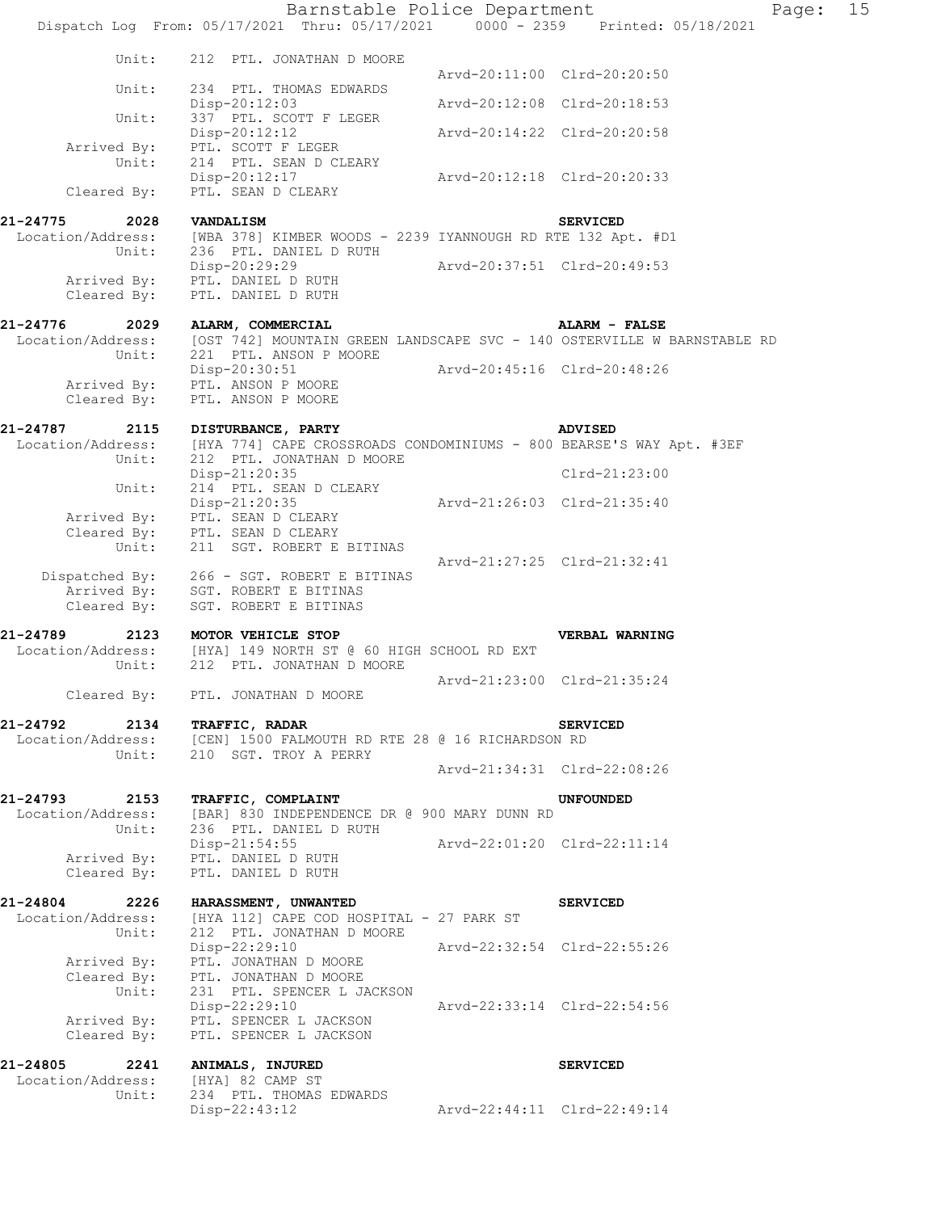```
        Unit:    212  PTL. JONATHAN D MOORE
                                              Arvd-20:11:00  Clrd-20:20:50
        Unit:    234  PTL. THOMAS EDWARDS
                 Disp-20:12:03                Arvd-20:12:08  Clrd-20:18:53
        Unit:    337  PTL. SCOTT F LEGER
                 Disp-20:12:12                Arvd-20:14:22  Clrd-20:20:58
 Arrived By:     PTL. SCOTT F LEGER
        Unit:    214  PTL. SEAN D CLEARY
                 Disp-20:12:17                Arvd-20:12:18  Clrd-20:20:33
 Cleared By:     PTL. SEAN D CLEARY

21-24775    2028    VANDALISM                                    SERVICED
 Location/Address:  [WBA 378] KIMBER WOODS - 2239 IYANNOUGH RD RTE 132 Apt. #D1
        Unit:    236  PTL. DANIEL D RUTH
                 Disp-20:29:29                Arvd-20:37:51  Clrd-20:49:53
 Arrived By:     PTL. DANIEL D RUTH
 Cleared By:     PTL. DANIEL D RUTH

21-24776    2029    ALARM, COMMERCIAL                            ALARM - FALSE
 Location/Address:  [OST 742] MOUNTAIN GREEN LANDSCAPE SVC - 140 OSTERVILLE W BARNSTABLE RD
        Unit:    221  PTL. ANSON P MOORE
                 Disp-20:30:51                Arvd-20:45:16  Clrd-20:48:26
 Arrived By:     PTL. ANSON P MOORE
 Cleared By:     PTL. ANSON P MOORE

21-24787    2115    DISTURBANCE, PARTY                           ADVISED
 Location/Address:  [HYA 774] CAPE CROSSROADS CONDOMINIUMS - 800 BEARSE'S WAY Apt. #3EF
        Unit:    212  PTL. JONATHAN D MOORE
                 Disp-21:20:35                               Clrd-21:23:00
        Unit:    214  PTL. SEAN D CLEARY
                 Disp-21:20:35                Arvd-21:26:03  Clrd-21:35:40
 Arrived By:     PTL. SEAN D CLEARY
 Cleared By:     PTL. SEAN D CLEARY
        Unit:    211  SGT. ROBERT E BITINAS
                                              Arvd-21:27:25  Clrd-21:32:41
 Dispatched By:  266 - SGT. ROBERT E BITINAS
 Arrived By:     SGT. ROBERT E BITINAS
 Cleared By:     SGT. ROBERT E BITINAS

21-24789    2123    MOTOR VEHICLE STOP                           VERBAL WARNING
 Location/Address:  [HYA] 149 NORTH ST @ 60 HIGH SCHOOL RD EXT
        Unit:    212  PTL. JONATHAN D MOORE
                                              Arvd-21:23:00  Clrd-21:35:24
 Cleared By:     PTL. JONATHAN D MOORE

21-24792    2134    TRAFFIC, RADAR                               SERVICED
 Location/Address:  [CEN] 1500 FALMOUTH RD RTE 28 @ 16 RICHARDSON RD
        Unit:    210  SGT. TROY A PERRY
                                              Arvd-21:34:31  Clrd-22:08:26

21-24793    2153    TRAFFIC, COMPLAINT                           UNFOUNDED
 Location/Address:  [BAR] 830 INDEPENDENCE DR @ 900 MARY DUNN RD
        Unit:    236  PTL. DANIEL D RUTH
                 Disp-21:54:55                Arvd-22:01:20  Clrd-22:11:14
 Arrived By:     PTL. DANIEL D RUTH
 Cleared By:     PTL. DANIEL D RUTH

21-24804    2226    HARASSMENT, UNWANTED                         SERVICED
 Location/Address:  [HYA 112] CAPE COD HOSPITAL - 27 PARK ST
        Unit:    212  PTL. JONATHAN D MOORE
                 Disp-22:29:10                Arvd-22:32:54  Clrd-22:55:26
 Arrived By:     PTL. JONATHAN D MOORE
 Cleared By:     PTL. JONATHAN D MOORE
        Unit:    231  PTL. SPENCER L JACKSON
                 Disp-22:29:10                Arvd-22:33:14  Clrd-22:54:56
 Arrived By:     PTL. SPENCER L JACKSON
 Cleared By:     PTL. SPENCER L JACKSON

21-24805    2241    ANIMALS, INJURED                             SERVICED
 Location/Address:  [HYA] 82 CAMP ST
        Unit:    234  PTL. THOMAS EDWARDS
                 Disp-22:43:12                Arvd-22:44:11  Clrd-22:49:14
```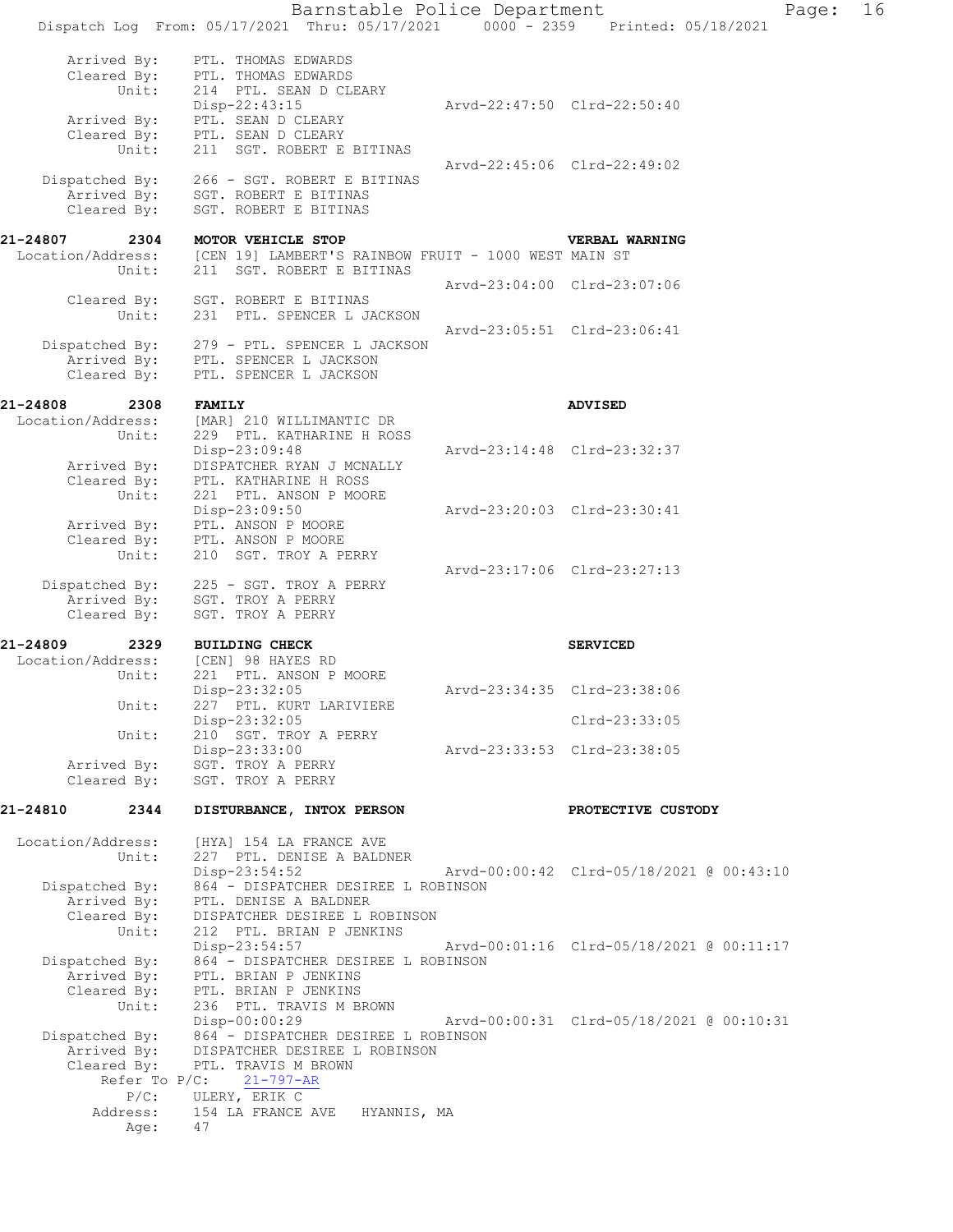```
        Arrived By:    PTL. THOMAS EDWARDS
        Cleared By:    PTL. THOMAS EDWARDS
              Unit:    214  PTL. SEAN D CLEARY
                       Disp-22:43:15                  Arvd-22:47:50  Clrd-22:50:40
        Arrived By:    PTL. SEAN D CLEARY
        Cleared By:    PTL. SEAN D CLEARY
              Unit:    211  SGT. ROBERT E BITINAS
                                                      Arvd-22:45:06  Clrd-22:49:02
     Dispatched By:    266 - SGT. ROBERT E BITINAS
        Arrived By:    SGT. ROBERT E BITINAS
        Cleared By:    SGT. ROBERT E BITINAS

21-24807       2304    MOTOR VEHICLE STOP                            VERBAL WARNING
  Location/Address:    [CEN 19] LAMBERT'S RAINBOW FRUIT - 1000 WEST MAIN ST
              Unit:    211  SGT. ROBERT E BITINAS
                                                      Arvd-23:04:00  Clrd-23:07:06
        Cleared By:    SGT. ROBERT E BITINAS
              Unit:    231  PTL. SPENCER L JACKSON
                                                      Arvd-23:05:51  Clrd-23:06:41
     Dispatched By:    279 - PTL. SPENCER L JACKSON
        Arrived By:    PTL. SPENCER L JACKSON
        Cleared By:    PTL. SPENCER L JACKSON

21-24808       2308    FAMILY                                        ADVISED
  Location/Address:    [MAR] 210 WILLIMANTIC DR
              Unit:    229  PTL. KATHARINE H ROSS
                       Disp-23:09:48                  Arvd-23:14:48  Clrd-23:32:37
        Arrived By:    DISPATCHER RYAN J MCNALLY
        Cleared By:    PTL. KATHARINE H ROSS
              Unit:    221  PTL. ANSON P MOORE
                       Disp-23:09:50                  Arvd-23:20:03  Clrd-23:30:41
        Arrived By:    PTL. ANSON P MOORE
        Cleared By:    PTL. ANSON P MOORE
              Unit:    210  SGT. TROY A PERRY
                                                      Arvd-23:17:06  Clrd-23:27:13
     Dispatched By:    225 - SGT. TROY A PERRY
        Arrived By:    SGT. TROY A PERRY
        Cleared By:    SGT. TROY A PERRY

21-24809       2329    BUILDING CHECK                                SERVICED
  Location/Address:    [CEN] 98 HAYES RD
              Unit:    221  PTL. ANSON P MOORE
                       Disp-23:32:05                  Arvd-23:34:35  Clrd-23:38:06
              Unit:    227  PTL. KURT LARIVIERE
                       Disp-23:32:05                                 Clrd-23:33:05
              Unit:    210  SGT. TROY A PERRY
                       Disp-23:33:00                  Arvd-23:33:53  Clrd-23:38:05
        Arrived By:    SGT. TROY A PERRY
        Cleared By:    SGT. TROY A PERRY

21-24810       2344    DISTURBANCE, INTOX PERSON                     PROTECTIVE CUSTODY

  Location/Address:    [HYA] 154 LA FRANCE AVE
              Unit:    227  PTL. DENISE A BALDNER
                       Disp-23:54:52                  Arvd-00:00:42  Clrd-05/18/2021 @ 00:43:10
     Dispatched By:    864 - DISPATCHER DESIREE L ROBINSON
        Arrived By:    PTL. DENISE A BALDNER
        Cleared By:    DISPATCHER DESIREE L ROBINSON
              Unit:    212  PTL. BRIAN P JENKINS
                       Disp-23:54:57                  Arvd-00:01:16  Clrd-05/18/2021 @ 00:11:17
     Dispatched By:    864 - DISPATCHER DESIREE L ROBINSON
        Arrived By:    PTL. BRIAN P JENKINS
        Cleared By:    PTL. BRIAN P JENKINS
              Unit:    236  PTL. TRAVIS M BROWN
                       Disp-00:00:29                  Arvd-00:00:31  Clrd-05/18/2021 @ 00:10:31
     Dispatched By:    864 - DISPATCHER DESIREE L ROBINSON
        Arrived By:    DISPATCHER DESIREE L ROBINSON
        Cleared By:    PTL. TRAVIS M BROWN
        Refer To P/C:    21-797-AR
               P/C:    ULERY, ERIK C
           Address:    154 LA FRANCE AVE   HYANNIS, MA
               Age:    47
```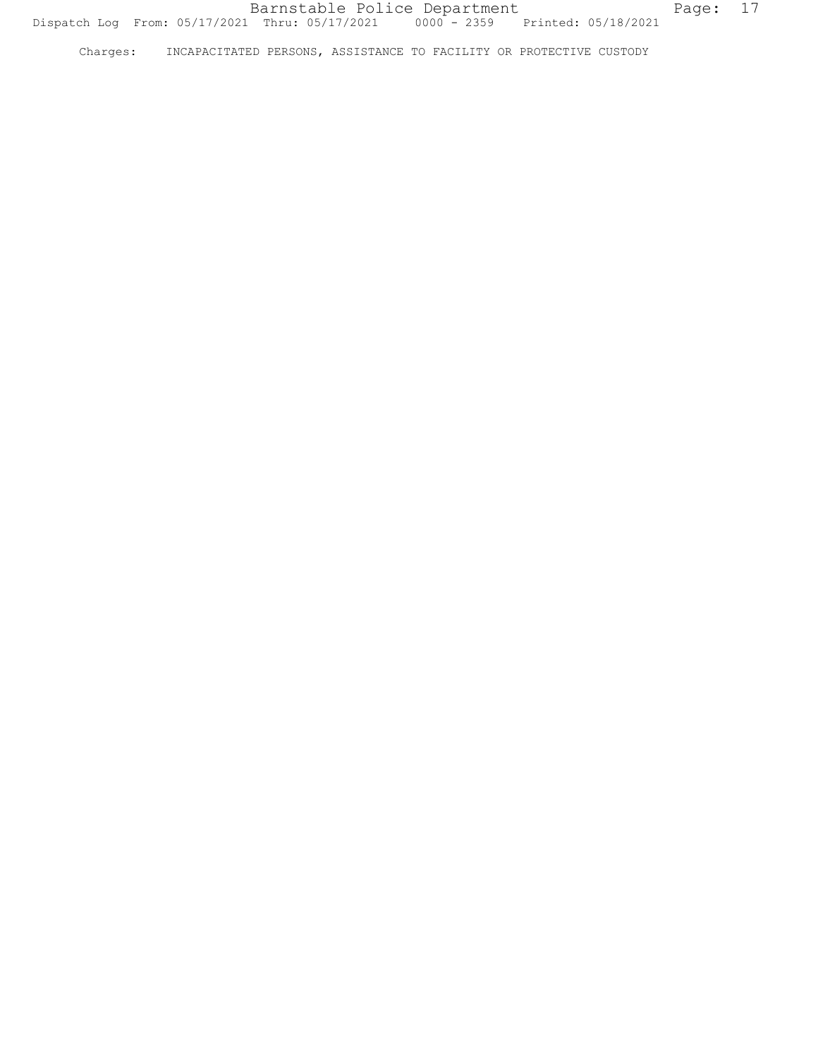Charges:    INCAPACITATED PERSONS, ASSISTANCE TO FACILITY OR PROTECTIVE CUSTODY